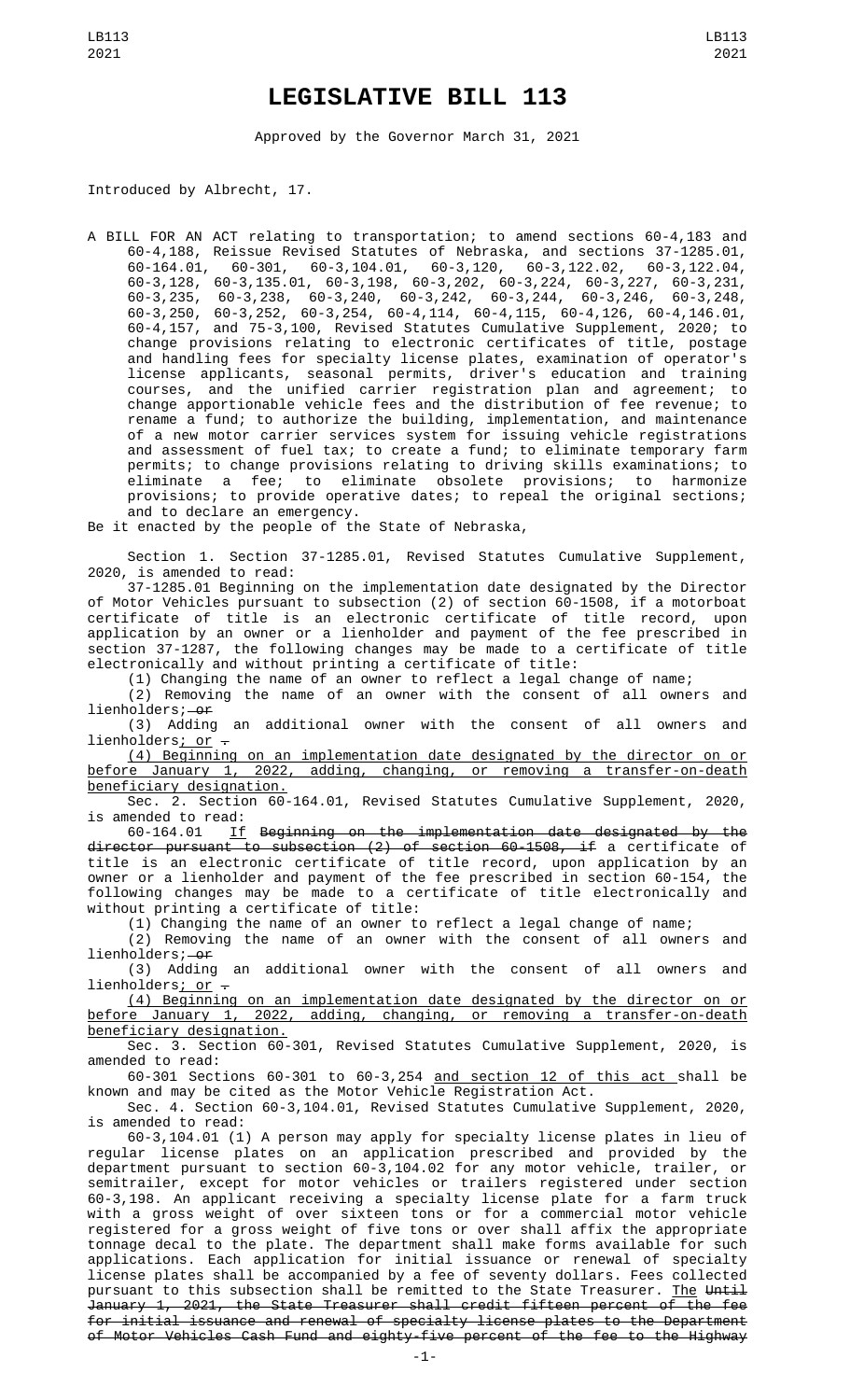# LEGISLATIVE BILL 113

Approved by the Governor March 31, 2021

Introduced by Albrecht, 17.

A BILL FOR AN ACT relating to transportation; to amend sections 60-4,183 and 60-4,188, Reissue Revised Statutes of Nebraska, and sections 37-1285.01, 60-164.01, 60-301, 60-3,104.01, 60-3,120, 60-3,122.02, 60-3,122.04, 60-3,128, 60-3,135.01, 60-3,198, 60-3,202, 60-3,224, 60-3,227, 60-3,231, 60-3,235, 60-3,238, 60-3,240, 60-3,242, 60-3,244, 60-3,246, 60-3,248, 60-3,250, 60-3,252, 60-3,254, 60-4,114, 60-4,115, 60-4,126, 60-4,146.01, 60-4,157, and 75-3,100, Revised Statutes Cumulative Supplement, 2020; to change provisions relating to electronic certificates of title, postage and handling fees for specialty license plates, examination of operator's license applicants, seasonal permits, driver's education and training courses, and the unified carrier registration plan and agreement; to change apportionable vehicle fees and the distribution of fee revenue; to rename a fund; to authorize the building, implementation, and maintenance of a new motor carrier services system for issuing vehicle registrations and assessment of fuel tax; to create a fund; to eliminate temporary farm permits; to change provisions relating to driving skills examinations; to eliminate a fee; to eliminate obsolete provisions; to harmonize provisions; to provide operative dates; to repeal the original sections; and to declare an emergency.

Be it enacted by the people of the State of Nebraska,

Section 1. Section 37-1285.01, Revised Statutes Cumulative Supplement, 2020, is amended to read:

37-1285.01 Beginning on the implementation date designated by the Director of Motor Vehicles pursuant to subsection (2) of section 60-1508, if a motorboat certificate of title is an electronic certificate of title record, upon application by an owner or a lienholder and payment of the fee prescribed in section 37-1287, the following changes may be made to a certificate of title electronically and without printing a certificate of title:

(1) Changing the name of an owner to reflect a legal change of name;

(2) Removing the name of an owner with the consent of all owners and lienholders; ~~or~~

(3) Adding an additional owner with the consent of all owners and lienholders; or ~~.~~

(4) Beginning on an implementation date designated by the director on or before January 1, 2022, adding, changing, or removing a transfer-on-death beneficiary designation.

Sec. 2. Section 60-164.01, Revised Statutes Cumulative Supplement, 2020, is amended to read:

60-164.01 If ~~Beginning on the implementation date designated by the director pursuant to subsection (2) of section 60-1508, if~~ a certificate of title is an electronic certificate of title record, upon application by an owner or a lienholder and payment of the fee prescribed in section 60-154, the following changes may be made to a certificate of title electronically and without printing a certificate of title:

(1) Changing the name of an owner to reflect a legal change of name;

(2) Removing the name of an owner with the consent of all owners and lienholders; ~~or~~

(3) Adding an additional owner with the consent of all owners and lienholders; or ~~.~~

(4) Beginning on an implementation date designated by the director on or before January 1, 2022, adding, changing, or removing a transfer-on-death beneficiary designation.

Sec. 3. Section 60-301, Revised Statutes Cumulative Supplement, 2020, is amended to read:

60-301 Sections 60-301 to 60-3,254 and section 12 of this act shall be known and may be cited as the Motor Vehicle Registration Act.

Sec. 4. Section 60-3,104.01, Revised Statutes Cumulative Supplement, 2020, is amended to read:

60-3,104.01 (1) A person may apply for specialty license plates in lieu of regular license plates on an application prescribed and provided by the department pursuant to section 60-3,104.02 for any motor vehicle, trailer, or semitrailer, except for motor vehicles or trailers registered under section 60-3,198. An applicant receiving a specialty license plate for a farm truck with a gross weight of over sixteen tons or for a commercial motor vehicle registered for a gross weight of five tons or over shall affix the appropriate tonnage decal to the plate. The department shall make forms available for such applications. Each application for initial issuance or renewal of specialty license plates shall be accompanied by a fee of seventy dollars. Fees collected pursuant to this subsection shall be remitted to the State Treasurer. The ~~Until January 1, 2021, the State Treasurer shall credit fifteen percent of the fee for initial issuance and renewal of specialty license plates to the Department of Motor Vehicles Cash Fund and eighty-five percent of the fee to the Highway~~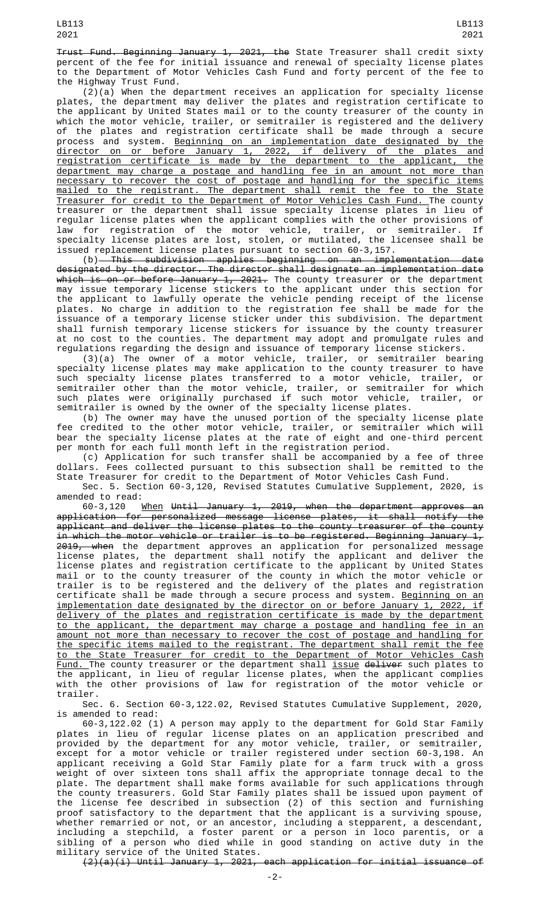Trust Fund. Beginning January 1, 2021, the State Treasurer shall credit sixty percent of the fee for initial issuance and renewal of specialty license plates to the Department of Motor Vehicles Cash Fund and forty percent of the fee to the Highway Trust Fund.

(2)(a) When the department receives an application for specialty license plates, the department may deliver the plates and registration certificate to the applicant by United States mail or to the county treasurer of the county in which the motor vehicle, trailer, or semitrailer is registered and the delivery of the plates and registration certificate shall be made through a secure process and system. Beginning on an implementation date designated by the director on or before January 1, 2022, if delivery of the plates and registration certificate is made by the department to the applicant, the department may charge a postage and handling fee in an amount not more than necessary to recover the cost of postage and handling for the specific items mailed to the registrant. The department shall remit the fee to the State Treasurer for credit to the Department of Motor Vehicles Cash Fund. The county treasurer or the department shall issue specialty license plates in lieu of regular license plates when the applicant complies with the other provisions of law for registration of the motor vehicle, trailer, or semitrailer. If specialty license plates are lost, stolen, or mutilated, the licensee shall be issued replacement license plates pursuant to section 60-3,157.

(b) This subdivision applies beginning on an implementation date designated by the director. The director shall designate an implementation date which is on or before January 1, 2021. The county treasurer or the department may issue temporary license stickers to the applicant under this section for the applicant to lawfully operate the vehicle pending receipt of the license plates. No charge in addition to the registration fee shall be made for the issuance of a temporary license sticker under this subdivision. The department shall furnish temporary license stickers for issuance by the county treasurer at no cost to the counties. The department may adopt and promulgate rules and regulations regarding the design and issuance of temporary license stickers.

(3)(a) The owner of a motor vehicle, trailer, or semitrailer bearing specialty license plates may make application to the county treasurer to have such specialty license plates transferred to a motor vehicle, trailer, or semitrailer other than the motor vehicle, trailer, or semitrailer for which such plates were originally purchased if such motor vehicle, trailer, or semitrailer is owned by the owner of the specialty license plates.

(b) The owner may have the unused portion of the specialty license plate fee credited to the other motor vehicle, trailer, or semitrailer which will bear the specialty license plates at the rate of eight and one-third percent per month for each full month left in the registration period.

(c) Application for such transfer shall be accompanied by a fee of three dollars. Fees collected pursuant to this subsection shall be remitted to the State Treasurer for credit to the Department of Motor Vehicles Cash Fund.

Sec. 5. Section 60-3,120, Revised Statutes Cumulative Supplement, 2020, is amended to read:

60-3,120 When Until January 1, 2019, when the department approves an application for personalized message license plates, it shall notify the applicant and deliver the license plates to the county treasurer of the county in which the motor vehicle or trailer is to be registered. Beginning January 1, 2019, when the department approves an application for personalized message license plates, the department shall notify the applicant and deliver the license plates and registration certificate to the applicant by United States mail or to the county treasurer of the county in which the motor vehicle or trailer is to be registered and the delivery of the plates and registration certificate shall be made through a secure process and system. Beginning on an implementation date designated by the director on or before January 1, 2022, if delivery of the plates and registration certificate is made by the department to the applicant, the department may charge a postage and handling fee in an amount not more than necessary to recover the cost of postage and handling for the specific items mailed to the registrant. The department shall remit the fee to the State Treasurer for credit to the Department of Motor Vehicles Cash Fund. The county treasurer or the department shall issue deliver such plates to the applicant, in lieu of regular license plates, when the applicant complies with the other provisions of law for registration of the motor vehicle or trailer.

Sec. 6. Section 60-3,122.02, Revised Statutes Cumulative Supplement, 2020, is amended to read:

60-3,122.02 (1) A person may apply to the department for Gold Star Family plates in lieu of regular license plates on an application prescribed and provided by the department for any motor vehicle, trailer, or semitrailer, except for a motor vehicle or trailer registered under section 60-3,198. An applicant receiving a Gold Star Family plate for a farm truck with a gross weight of over sixteen tons shall affix the appropriate tonnage decal to the plate. The department shall make forms available for such applications through the county treasurers. Gold Star Family plates shall be issued upon payment of the license fee described in subsection (2) of this section and furnishing proof satisfactory to the department that the applicant is a surviving spouse, whether remarried or not, or an ancestor, including a stepparent, a descendant, including a stepchild, a foster parent or a person in loco parentis, or a sibling of a person who died while in good standing on active duty in the military service of the United States.

(2)(a)(i) Until January 1, 2021, each application for initial issuance of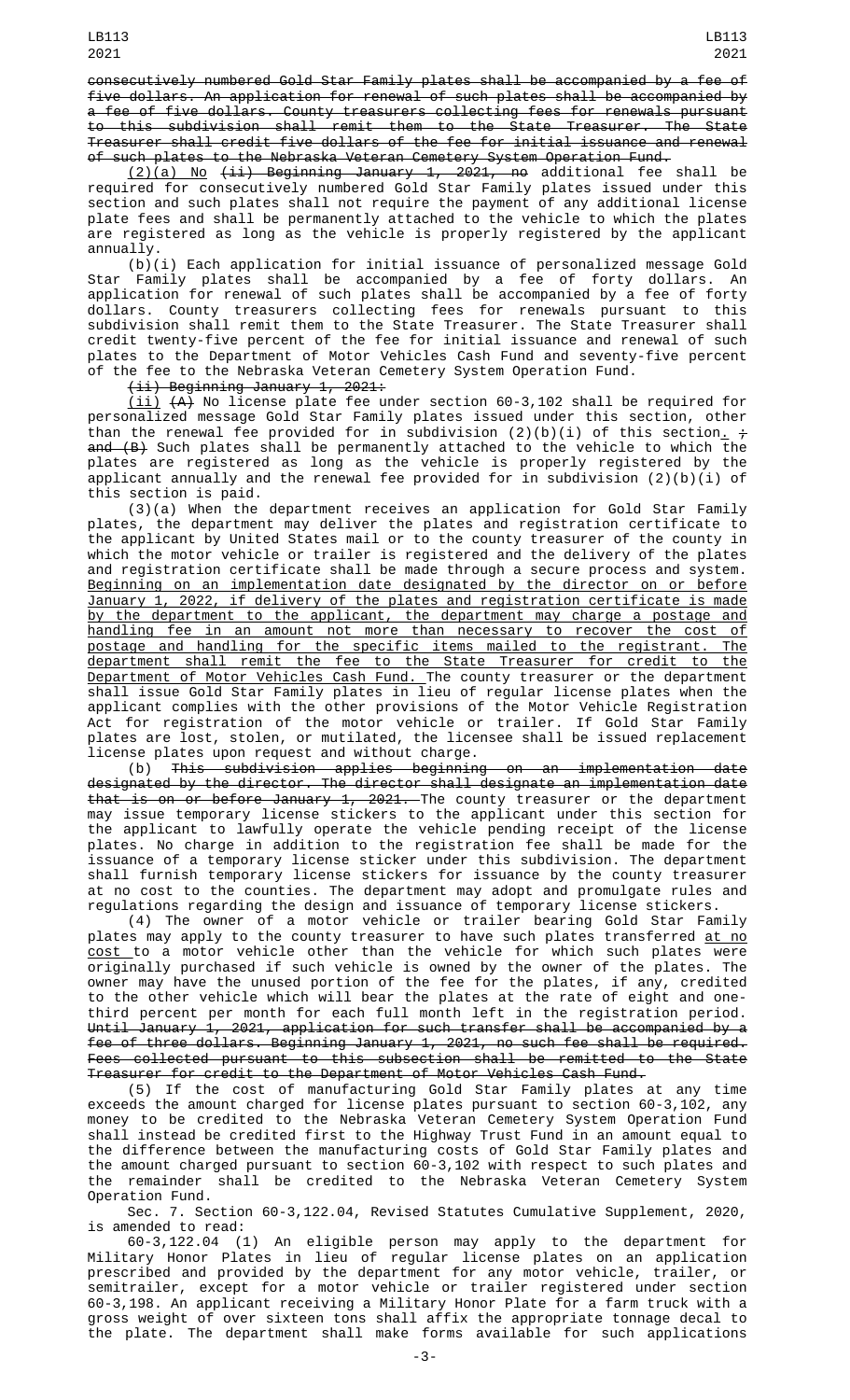consecutively numbered Gold Star Family plates shall be accompanied by a fee of five dollars. An application for renewal of such plates shall be accompanied by a fee of five dollars. County treasurers collecting fees for renewals pursuant to this subdivision shall remit them to the State Treasurer. The State Treasurer shall credit five dollars of the fee for initial issuance and renewal of such plates to the Nebraska Veteran Cemetery System Operation Fund.

(2)(a) No (ii) Beginning January 1, 2021, no additional fee shall be required for consecutively numbered Gold Star Family plates issued under this section and such plates shall not require the payment of any additional license plate fees and shall be permanently attached to the vehicle to which the plates are registered as long as the vehicle is properly registered by the applicant annually.

(b)(i) Each application for initial issuance of personalized message Gold Star Family plates shall be accompanied by a fee of forty dollars. An application for renewal of such plates shall be accompanied by a fee of forty dollars. County treasurers collecting fees for renewals pursuant to this subdivision shall remit them to the State Treasurer. The State Treasurer shall credit twenty-five percent of the fee for initial issuance and renewal of such plates to the Department of Motor Vehicles Cash Fund and seventy-five percent of the fee to the Nebraska Veteran Cemetery System Operation Fund.

(ii) Beginning January 1, 2021:

(ii) (A) No license plate fee under section 60-3,102 shall be required for personalized message Gold Star Family plates issued under this section, other than the renewal fee provided for in subdivision (2)(b)(i) of this section. ; and (B) Such plates shall be permanently attached to the vehicle to which the plates are registered as long as the vehicle is properly registered by the applicant annually and the renewal fee provided for in subdivision (2)(b)(i) of this section is paid.

(3)(a) When the department receives an application for Gold Star Family plates, the department may deliver the plates and registration certificate to the applicant by United States mail or to the county treasurer of the county in which the motor vehicle or trailer is registered and the delivery of the plates and registration certificate shall be made through a secure process and system. Beginning on an implementation date designated by the director on or before January 1, 2022, if delivery of the plates and registration certificate is made by the department to the applicant, the department may charge a postage and handling fee in an amount not more than necessary to recover the cost of postage and handling for the specific items mailed to the registrant. The department shall remit the fee to the State Treasurer for credit to the Department of Motor Vehicles Cash Fund. The county treasurer or the department shall issue Gold Star Family plates in lieu of regular license plates when the applicant complies with the other provisions of the Motor Vehicle Registration Act for registration of the motor vehicle or trailer. If Gold Star Family plates are lost, stolen, or mutilated, the licensee shall be issued replacement license plates upon request and without charge.

(b) This subdivision applies beginning on an implementation date designated by the director. The director shall designate an implementation date that is on or before January 1, 2021. The county treasurer or the department may issue temporary license stickers to the applicant under this section for the applicant to lawfully operate the vehicle pending receipt of the license plates. No charge in addition to the registration fee shall be made for the issuance of a temporary license sticker under this subdivision. The department shall furnish temporary license stickers for issuance by the county treasurer at no cost to the counties. The department may adopt and promulgate rules and regulations regarding the design and issuance of temporary license stickers.

(4) The owner of a motor vehicle or trailer bearing Gold Star Family plates may apply to the county treasurer to have such plates transferred at no cost to a motor vehicle other than the vehicle for which such plates were originally purchased if such vehicle is owned by the owner of the plates. The owner may have the unused portion of the fee for the plates, if any, credited to the other vehicle which will bear the plates at the rate of eight and one-third percent per month for each full month left in the registration period. Until January 1, 2021, application for such transfer shall be accompanied by a fee of three dollars. Beginning January 1, 2021, no such fee shall be required. Fees collected pursuant to this subsection shall be remitted to the State Treasurer for credit to the Department of Motor Vehicles Cash Fund.

(5) If the cost of manufacturing Gold Star Family plates at any time exceeds the amount charged for license plates pursuant to section 60-3,102, any money to be credited to the Nebraska Veteran Cemetery System Operation Fund shall instead be credited first to the Highway Trust Fund in an amount equal to the difference between the manufacturing costs of Gold Star Family plates and the amount charged pursuant to section 60-3,102 with respect to such plates and the remainder shall be credited to the Nebraska Veteran Cemetery System Operation Fund.

Sec. 7. Section 60-3,122.04, Revised Statutes Cumulative Supplement, 2020, is amended to read:

60-3,122.04 (1) An eligible person may apply to the department for Military Honor Plates in lieu of regular license plates on an application prescribed and provided by the department for any motor vehicle, trailer, or semitrailer, except for a motor vehicle or trailer registered under section 60-3,198. An applicant receiving a Military Honor Plate for a farm truck with a gross weight of over sixteen tons shall affix the appropriate tonnage decal to the plate. The department shall make forms available for such applications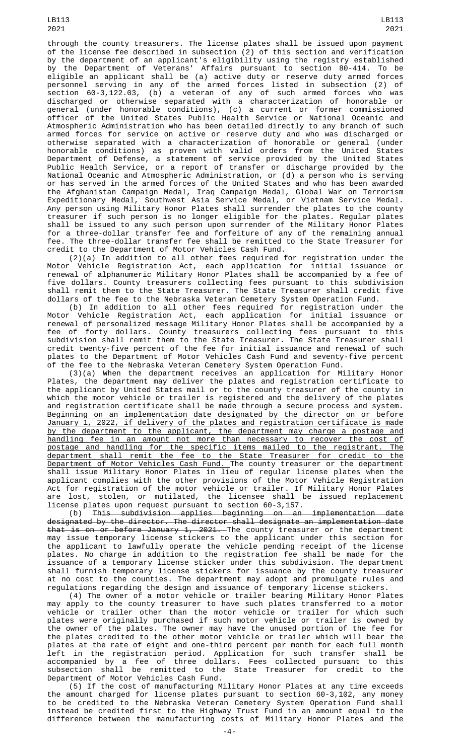through the county treasurers. The license plates shall be issued upon payment of the license fee described in subsection (2) of this section and verification by the department of an applicant's eligibility using the registry established by the Department of Veterans' Affairs pursuant to section 80-414. To be eligible an applicant shall be (a) active duty or reserve duty armed forces personnel serving in any of the armed forces listed in subsection (2) of section 60-3,122.03, (b) a veteran of any of such armed forces who was discharged or otherwise separated with a characterization of honorable or general (under honorable conditions), (c) a current or former commissioned officer of the United States Public Health Service or National Oceanic and Atmospheric Administration who has been detailed directly to any branch of such armed forces for service on active or reserve duty and who was discharged or otherwise separated with a characterization of honorable or general (under honorable conditions) as proven with valid orders from the United States Department of Defense, a statement of service provided by the United States Public Health Service, or a report of transfer or discharge provided by the National Oceanic and Atmospheric Administration, or (d) a person who is serving or has served in the armed forces of the United States and who has been awarded the Afghanistan Campaign Medal, Iraq Campaign Medal, Global War on Terrorism Expeditionary Medal, Southwest Asia Service Medal, or Vietnam Service Medal. Any person using Military Honor Plates shall surrender the plates to the county treasurer if such person is no longer eligible for the plates. Regular plates shall be issued to any such person upon surrender of the Military Honor Plates for a three-dollar transfer fee and forfeiture of any of the remaining annual fee. The three-dollar transfer fee shall be remitted to the State Treasurer for credit to the Department of Motor Vehicles Cash Fund.

(2)(a) In addition to all other fees required for registration under the Motor Vehicle Registration Act, each application for initial issuance or renewal of alphanumeric Military Honor Plates shall be accompanied by a fee of five dollars. County treasurers collecting fees pursuant to this subdivision shall remit them to the State Treasurer. The State Treasurer shall credit five dollars of the fee to the Nebraska Veteran Cemetery System Operation Fund.

(b) In addition to all other fees required for registration under the Motor Vehicle Registration Act, each application for initial issuance or renewal of personalized message Military Honor Plates shall be accompanied by a fee of forty dollars. County treasurers collecting fees pursuant to this subdivision shall remit them to the State Treasurer. The State Treasurer shall credit twenty-five percent of the fee for initial issuance and renewal of such plates to the Department of Motor Vehicles Cash Fund and seventy-five percent of the fee to the Nebraska Veteran Cemetery System Operation Fund.

(3)(a) When the department receives an application for Military Honor Plates, the department may deliver the plates and registration certificate to the applicant by United States mail or to the county treasurer of the county in which the motor vehicle or trailer is registered and the delivery of the plates and registration certificate shall be made through a secure process and system. Beginning on an implementation date designated by the director on or before January 1, 2022, if delivery of the plates and registration certificate is made by the department to the applicant, the department may charge a postage and handling fee in an amount not more than necessary to recover the cost of postage and handling for the specific items mailed to the registrant. The department shall remit the fee to the State Treasurer for credit to the Department of Motor Vehicles Cash Fund. The county treasurer or the department shall issue Military Honor Plates in lieu of regular license plates when the applicant complies with the other provisions of the Motor Vehicle Registration Act for registration of the motor vehicle or trailer. If Military Honor Plates are lost, stolen, or mutilated, the licensee shall be issued replacement license plates upon request pursuant to section 60-3,157.

(b) ~~This subdivision applies beginning on an implementation date designated by the director. The director shall designate an implementation date that is on or before January 1, 2021.~~ The county treasurer or the department may issue temporary license stickers to the applicant under this section for the applicant to lawfully operate the vehicle pending receipt of the license plates. No charge in addition to the registration fee shall be made for the issuance of a temporary license sticker under this subdivision. The department shall furnish temporary license stickers for issuance by the county treasurer at no cost to the counties. The department may adopt and promulgate rules and regulations regarding the design and issuance of temporary license stickers.

(4) The owner of a motor vehicle or trailer bearing Military Honor Plates may apply to the county treasurer to have such plates transferred to a motor vehicle or trailer other than the motor vehicle or trailer for which such plates were originally purchased if such motor vehicle or trailer is owned by the owner of the plates. The owner may have the unused portion of the fee for the plates credited to the other motor vehicle or trailer which will bear the plates at the rate of eight and one-third percent per month for each full month left in the registration period. Application for such transfer shall be accompanied by a fee of three dollars. Fees collected pursuant to this subsection shall be remitted to the State Treasurer for credit to the Department of Motor Vehicles Cash Fund.

(5) If the cost of manufacturing Military Honor Plates at any time exceeds the amount charged for license plates pursuant to section 60-3,102, any money to be credited to the Nebraska Veteran Cemetery System Operation Fund shall instead be credited first to the Highway Trust Fund in an amount equal to the difference between the manufacturing costs of Military Honor Plates and the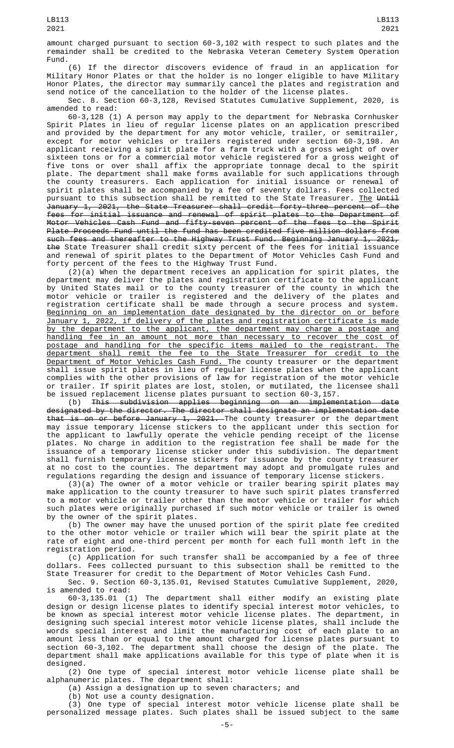amount charged pursuant to section 60-3,102 with respect to such plates and the remainder shall be credited to the Nebraska Veteran Cemetery System Operation Fund.

(6) If the director discovers evidence of fraud in an application for Military Honor Plates or that the holder is no longer eligible to have Military Honor Plates, the director may summarily cancel the plates and registration and send notice of the cancellation to the holder of the license plates.

Sec. 8. Section 60-3,128, Revised Statutes Cumulative Supplement, 2020, is amended to read:

60-3,128 (1) A person may apply to the department for Nebraska Cornhusker Spirit Plates in lieu of regular license plates on an application prescribed and provided by the department for any motor vehicle, trailer, or semitrailer, except for motor vehicles or trailers registered under section 60-3,198. An applicant receiving a spirit plate for a farm truck with a gross weight of over sixteen tons or for a commercial motor vehicle registered for a gross weight of five tons or over shall affix the appropriate tonnage decal to the spirit plate. The department shall make forms available for such applications through the county treasurers. Each application for initial issuance or renewal of spirit plates shall be accompanied by a fee of seventy dollars. Fees collected pursuant to this subsection shall be remitted to the State Treasurer. The ~~Until January 1, 2021, the State Treasurer shall credit forty-three percent of the fees for initial issuance and renewal of spirit plates to the Department of Motor Vehicles Cash Fund and fifty-seven percent of the fees to the Spirit Plate Proceeds Fund until the fund has been credited five million dollars from such fees and thereafter to the Highway Trust Fund. Beginning January 1, 2021, the~~ State Treasurer shall credit sixty percent of the fees for initial issuance and renewal of spirit plates to the Department of Motor Vehicles Cash Fund and forty percent of the fees to the Highway Trust Fund.

(2)(a) When the department receives an application for spirit plates, the department may deliver the plates and registration certificate to the applicant by United States mail or to the county treasurer of the county in which the motor vehicle or trailer is registered and the delivery of the plates and registration certificate shall be made through a secure process and system. Beginning on an implementation date designated by the director on or before January 1, 2022, if delivery of the plates and registration certificate is made by the department to the applicant, the department may charge a postage and handling fee in an amount not more than necessary to recover the cost of postage and handling for the specific items mailed to the registrant. The department shall remit the fee to the State Treasurer for credit to the Department of Motor Vehicles Cash Fund. The county treasurer or the department shall issue spirit plates in lieu of regular license plates when the applicant complies with the other provisions of law for registration of the motor vehicle or trailer. If spirit plates are lost, stolen, or mutilated, the licensee shall be issued replacement license plates pursuant to section 60-3,157.

(b) ~~This subdivision applies beginning on an implementation date designated by the director. The director shall designate an implementation date that is on or before January 1, 2021.~~ The county treasurer or the department may issue temporary license stickers to the applicant under this section for the applicant to lawfully operate the vehicle pending receipt of the license plates. No charge in addition to the registration fee shall be made for the issuance of a temporary license sticker under this subdivision. The department shall furnish temporary license stickers for issuance by the county treasurer at no cost to the counties. The department may adopt and promulgate rules and regulations regarding the design and issuance of temporary license stickers.

(3)(a) The owner of a motor vehicle or trailer bearing spirit plates may make application to the county treasurer to have such spirit plates transferred to a motor vehicle or trailer other than the motor vehicle or trailer for which such plates were originally purchased if such motor vehicle or trailer is owned by the owner of the spirit plates.

(b) The owner may have the unused portion of the spirit plate fee credited to the other motor vehicle or trailer which will bear the spirit plate at the rate of eight and one-third percent per month for each full month left in the registration period.

(c) Application for such transfer shall be accompanied by a fee of three dollars. Fees collected pursuant to this subsection shall be remitted to the State Treasurer for credit to the Department of Motor Vehicles Cash Fund.

Sec. 9. Section 60-3,135.01, Revised Statutes Cumulative Supplement, 2020, is amended to read:

60-3,135.01 (1) The department shall either modify an existing plate design or design license plates to identify special interest motor vehicles, to be known as special interest motor vehicle license plates. The department, in designing such special interest motor vehicle license plates, shall include the words special interest and limit the manufacturing cost of each plate to an amount less than or equal to the amount charged for license plates pursuant to section 60-3,102. The department shall choose the design of the plate. The department shall make applications available for this type of plate when it is designed.

(2) One type of special interest motor vehicle license plate shall be alphanumeric plates. The department shall:

(a) Assign a designation up to seven characters; and

(b) Not use a county designation.

(3) One type of special interest motor vehicle license plate shall be personalized message plates. Such plates shall be issued subject to the same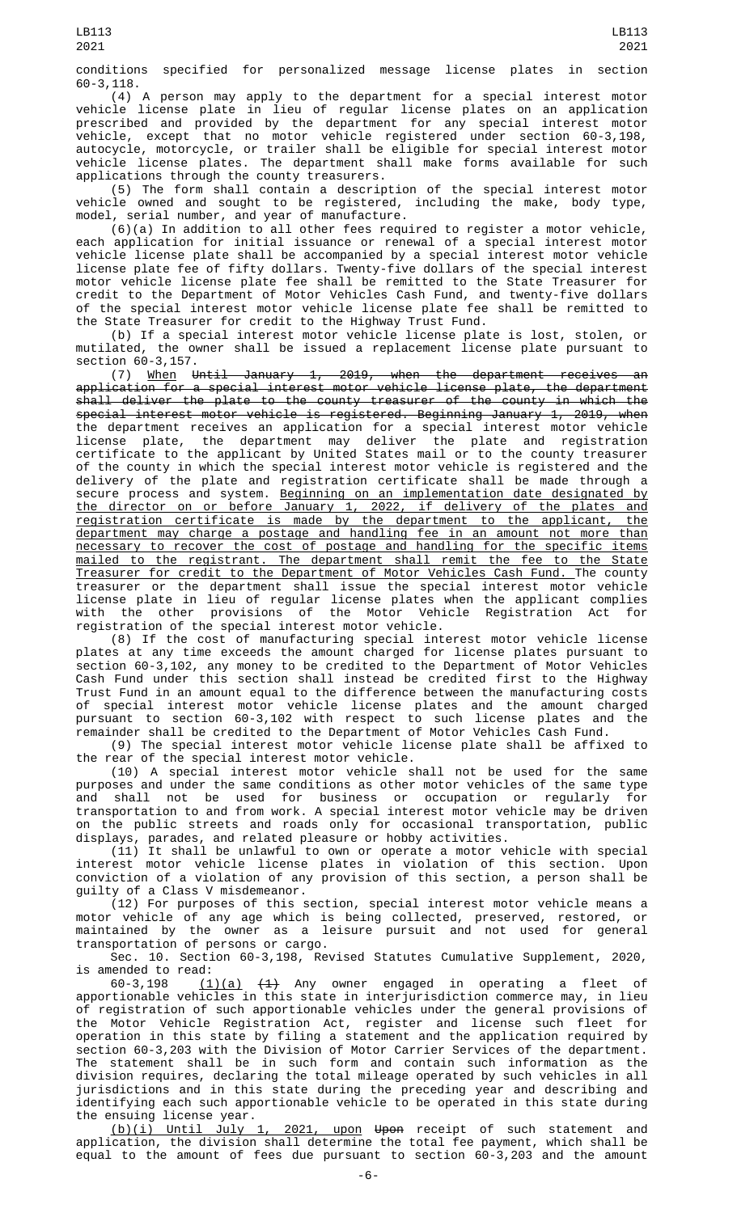conditions specified for personalized message license plates in section 60-3,118.

(4) A person may apply to the department for a special interest motor vehicle license plate in lieu of regular license plates on an application prescribed and provided by the department for any special interest motor vehicle, except that no motor vehicle registered under section 60-3,198, autocycle, motorcycle, or trailer shall be eligible for special interest motor vehicle license plates. The department shall make forms available for such applications through the county treasurers.

(5) The form shall contain a description of the special interest motor vehicle owned and sought to be registered, including the make, body type, model, serial number, and year of manufacture.

(6)(a) In addition to all other fees required to register a motor vehicle, each application for initial issuance or renewal of a special interest motor vehicle license plate shall be accompanied by a special interest motor vehicle license plate fee of fifty dollars. Twenty-five dollars of the special interest motor vehicle license plate fee shall be remitted to the State Treasurer for credit to the Department of Motor Vehicles Cash Fund, and twenty-five dollars of the special interest motor vehicle license plate fee shall be remitted to the State Treasurer for credit to the Highway Trust Fund.

(b) If a special interest motor vehicle license plate is lost, stolen, or mutilated, the owner shall be issued a replacement license plate pursuant to section 60-3,157.

(7) When ~~Until January 1, 2019, when the department receives an application for a special interest motor vehicle license plate, the department shall deliver the plate to the county treasurer of the county in which the special interest motor vehicle is registered. Beginning January 1, 2019, when~~ the department receives an application for a special interest motor vehicle license plate, the department may deliver the plate and registration certificate to the applicant by United States mail or to the county treasurer of the county in which the special interest motor vehicle is registered and the delivery of the plate and registration certificate shall be made through a secure process and system. Beginning on an implementation date designated by the director on or before January 1, 2022, if delivery of the plates and registration certificate is made by the department to the applicant, the department may charge a postage and handling fee in an amount not more than necessary to recover the cost of postage and handling for the specific items mailed to the registrant. The department shall remit the fee to the State Treasurer for credit to the Department of Motor Vehicles Cash Fund. The county treasurer or the department shall issue the special interest motor vehicle license plate in lieu of regular license plates when the applicant complies with the other provisions of the Motor Vehicle Registration Act for registration of the special interest motor vehicle.

(8) If the cost of manufacturing special interest motor vehicle license plates at any time exceeds the amount charged for license plates pursuant to section 60-3,102, any money to be credited to the Department of Motor Vehicles Cash Fund under this section shall instead be credited first to the Highway Trust Fund in an amount equal to the difference between the manufacturing costs of special interest motor vehicle license plates and the amount charged pursuant to section 60-3,102 with respect to such license plates and the remainder shall be credited to the Department of Motor Vehicles Cash Fund.

(9) The special interest motor vehicle license plate shall be affixed to the rear of the special interest motor vehicle.

(10) A special interest motor vehicle shall not be used for the same purposes and under the same conditions as other motor vehicles of the same type and shall not be used for business or occupation or regularly for transportation to and from work. A special interest motor vehicle may be driven on the public streets and roads only for occasional transportation, public displays, parades, and related pleasure or hobby activities.

(11) It shall be unlawful to own or operate a motor vehicle with special interest motor vehicle license plates in violation of this section. Upon conviction of a violation of any provision of this section, a person shall be guilty of a Class V misdemeanor.

(12) For purposes of this section, special interest motor vehicle means a motor vehicle of any age which is being collected, preserved, restored, or maintained by the owner as a leisure pursuit and not used for general transportation of persons or cargo.

Sec. 10. Section 60-3,198, Revised Statutes Cumulative Supplement, 2020, is amended to read:

60-3,198 (1)(a) ~~(1)~~ Any owner engaged in operating a fleet of apportionable vehicles in this state in interjurisdiction commerce may, in lieu of registration of such apportionable vehicles under the general provisions of the Motor Vehicle Registration Act, register and license such fleet for operation in this state by filing a statement and the application required by section 60-3,203 with the Division of Motor Carrier Services of the department. The statement shall be in such form and contain such information as the division requires, declaring the total mileage operated by such vehicles in all jurisdictions and in this state during the preceding year and describing and identifying each such apportionable vehicle to be operated in this state during the ensuing license year.

(b)(i) Until July 1, 2021, upon ~~Upon~~ receipt of such statement and application, the division shall determine the total fee payment, which shall be equal to the amount of fees due pursuant to section 60-3,203 and the amount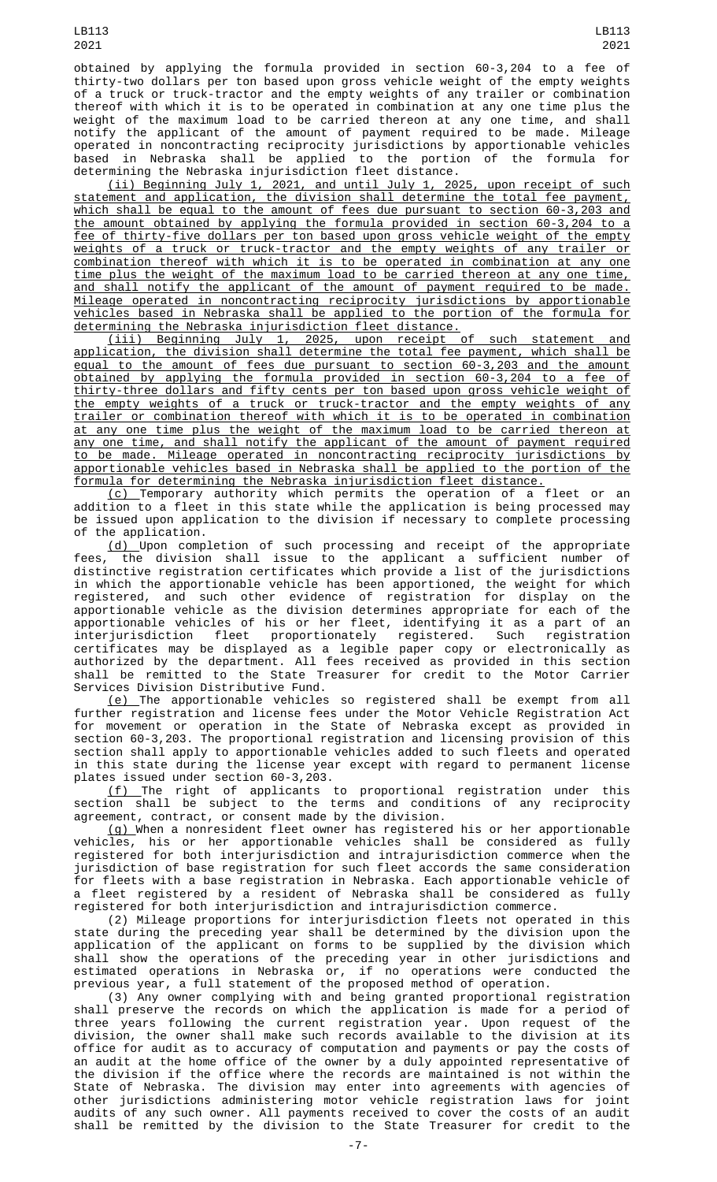obtained by applying the formula provided in section 60-3,204 to a fee of thirty-two dollars per ton based upon gross vehicle weight of the empty weights of a truck or truck-tractor and the empty weights of any trailer or combination thereof with which it is to be operated in combination at any one time plus the weight of the maximum load to be carried thereon at any one time, and shall notify the applicant of the amount of payment required to be made. Mileage operated in noncontracting reciprocity jurisdictions by apportionable vehicles based in Nebraska shall be applied to the portion of the formula for determining the Nebraska injurisdiction fleet distance.

(ii) Beginning July 1, 2021, and until July 1, 2025, upon receipt of such statement and application, the division shall determine the total fee payment, which shall be equal to the amount of fees due pursuant to section 60-3,203 and the amount obtained by applying the formula provided in section 60-3,204 to a fee of thirty-five dollars per ton based upon gross vehicle weight of the empty weights of a truck or truck-tractor and the empty weights of any trailer or combination thereof with which it is to be operated in combination at any one time plus the weight of the maximum load to be carried thereon at any one time, and shall notify the applicant of the amount of payment required to be made. Mileage operated in noncontracting reciprocity jurisdictions by apportionable vehicles based in Nebraska shall be applied to the portion of the formula for determining the Nebraska injurisdiction fleet distance.

(iii) Beginning July 1, 2025, upon receipt of such statement and application, the division shall determine the total fee payment, which shall be equal to the amount of fees due pursuant to section 60-3,203 and the amount obtained by applying the formula provided in section 60-3,204 to a fee of thirty-three dollars and fifty cents per ton based upon gross vehicle weight of the empty weights of a truck or truck-tractor and the empty weights of any trailer or combination thereof with which it is to be operated in combination at any one time plus the weight of the maximum load to be carried thereon at any one time, and shall notify the applicant of the amount of payment required to be made. Mileage operated in noncontracting reciprocity jurisdictions by apportionable vehicles based in Nebraska shall be applied to the portion of the formula for determining the Nebraska injurisdiction fleet distance.

(c) Temporary authority which permits the operation of a fleet or an addition to a fleet in this state while the application is being processed may be issued upon application to the division if necessary to complete processing of the application.

(d) Upon completion of such processing and receipt of the appropriate fees, the division shall issue to the applicant a sufficient number of distinctive registration certificates which provide a list of the jurisdictions in which the apportionable vehicle has been apportioned, the weight for which registered, and such other evidence of registration for display on the apportionable vehicle as the division determines appropriate for each of the apportionable vehicles of his or her fleet, identifying it as a part of an interjurisdiction fleet proportionately registered. Such registration certificates may be displayed as a legible paper copy or electronically as authorized by the department. All fees received as provided in this section shall be remitted to the State Treasurer for credit to the Motor Carrier Services Division Distributive Fund.

(e) The apportionable vehicles so registered shall be exempt from all further registration and license fees under the Motor Vehicle Registration Act for movement or operation in the State of Nebraska except as provided in section 60-3,203. The proportional registration and licensing provision of this section shall apply to apportionable vehicles added to such fleets and operated in this state during the license year except with regard to permanent license plates issued under section 60-3,203.

(f) The right of applicants to proportional registration under this section shall be subject to the terms and conditions of any reciprocity agreement, contract, or consent made by the division.

(g) When a nonresident fleet owner has registered his or her apportionable vehicles, his or her apportionable vehicles shall be considered as fully registered for both interjurisdiction and intrajurisdiction commerce when the jurisdiction of base registration for such fleet accords the same consideration for fleets with a base registration in Nebraska. Each apportionable vehicle of a fleet registered by a resident of Nebraska shall be considered as fully registered for both interjurisdiction and intrajurisdiction commerce.

(2) Mileage proportions for interjurisdiction fleets not operated in this state during the preceding year shall be determined by the division upon the application of the applicant on forms to be supplied by the division which shall show the operations of the preceding year in other jurisdictions and estimated operations in Nebraska or, if no operations were conducted the previous year, a full statement of the proposed method of operation.

(3) Any owner complying with and being granted proportional registration shall preserve the records on which the application is made for a period of three years following the current registration year. Upon request of the division, the owner shall make such records available to the division at its office for audit as to accuracy of computation and payments or pay the costs of an audit at the home office of the owner by a duly appointed representative of the division if the office where the records are maintained is not within the State of Nebraska. The division may enter into agreements with agencies of other jurisdictions administering motor vehicle registration laws for joint audits of any such owner. All payments received to cover the costs of an audit shall be remitted by the division to the State Treasurer for credit to the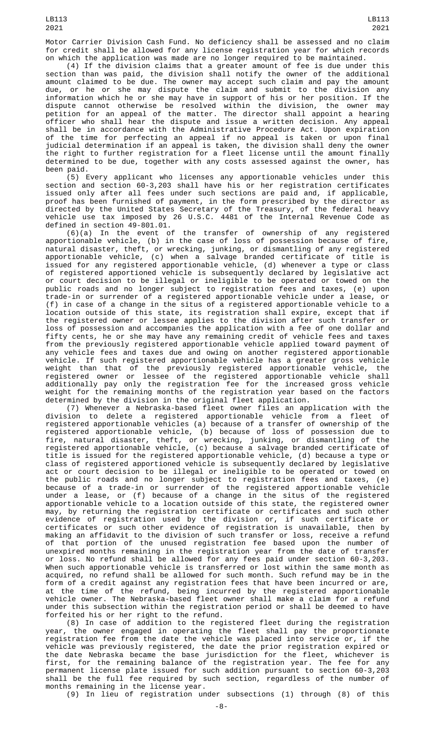Motor Carrier Division Cash Fund. No deficiency shall be assessed and no claim for credit shall be allowed for any license registration year for which records on which the application was made are no longer required to be maintained.

(4) If the division claims that a greater amount of fee is due under this section than was paid, the division shall notify the owner of the additional amount claimed to be due. The owner may accept such claim and pay the amount due, or he or she may dispute the claim and submit to the division any information which he or she may have in support of his or her position. If the dispute cannot otherwise be resolved within the division, the owner may petition for an appeal of the matter. The director shall appoint a hearing officer who shall hear the dispute and issue a written decision. Any appeal shall be in accordance with the Administrative Procedure Act. Upon expiration of the time for perfecting an appeal if no appeal is taken or upon final judicial determination if an appeal is taken, the division shall deny the owner the right to further registration for a fleet license until the amount finally determined to be due, together with any costs assessed against the owner, has been paid.

(5) Every applicant who licenses any apportionable vehicles under this section and section 60-3,203 shall have his or her registration certificates issued only after all fees under such sections are paid and, if applicable, proof has been furnished of payment, in the form prescribed by the director as directed by the United States Secretary of the Treasury, of the federal heavy vehicle use tax imposed by 26 U.S.C. 4481 of the Internal Revenue Code as defined in section 49-801.01.

(6)(a) In the event of the transfer of ownership of any registered apportionable vehicle, (b) in the case of loss of possession because of fire, natural disaster, theft, or wrecking, junking, or dismantling of any registered apportionable vehicle, (c) when a salvage branded certificate of title is issued for any registered apportionable vehicle, (d) whenever a type or class of registered apportioned vehicle is subsequently declared by legislative act or court decision to be illegal or ineligible to be operated or towed on the public roads and no longer subject to registration fees and taxes, (e) upon trade-in or surrender of a registered apportionable vehicle under a lease, or (f) in case of a change in the situs of a registered apportionable vehicle to a location outside of this state, its registration shall expire, except that if the registered owner or lessee applies to the division after such transfer or loss of possession and accompanies the application with a fee of one dollar and fifty cents, he or she may have any remaining credit of vehicle fees and taxes from the previously registered apportionable vehicle applied toward payment of any vehicle fees and taxes due and owing on another registered apportionable vehicle. If such registered apportionable vehicle has a greater gross vehicle weight than that of the previously registered apportionable vehicle, the registered owner or lessee of the registered apportionable vehicle shall additionally pay only the registration fee for the increased gross vehicle weight for the remaining months of the registration year based on the factors determined by the division in the original fleet application.

(7) Whenever a Nebraska-based fleet owner files an application with the division to delete a registered apportionable vehicle from a fleet of registered apportionable vehicles (a) because of a transfer of ownership of the registered apportionable vehicle, (b) because of loss of possession due to fire, natural disaster, theft, or wrecking, junking, or dismantling of the registered apportionable vehicle, (c) because a salvage branded certificate of title is issued for the registered apportionable vehicle, (d) because a type or class of registered apportioned vehicle is subsequently declared by legislative act or court decision to be illegal or ineligible to be operated or towed on the public roads and no longer subject to registration fees and taxes, (e) because of a trade-in or surrender of the registered apportionable vehicle under a lease, or (f) because of a change in the situs of the registered apportionable vehicle to a location outside of this state, the registered owner may, by returning the registration certificate or certificates and such other evidence of registration used by the division or, if such certificate or certificates or such other evidence of registration is unavailable, then by making an affidavit to the division of such transfer or loss, receive a refund of that portion of the unused registration fee based upon the number of unexpired months remaining in the registration year from the date of transfer or loss. No refund shall be allowed for any fees paid under section 60-3,203. When such apportionable vehicle is transferred or lost within the same month as acquired, no refund shall be allowed for such month. Such refund may be in the form of a credit against any registration fees that have been incurred or are, at the time of the refund, being incurred by the registered apportionable vehicle owner. The Nebraska-based fleet owner shall make a claim for a refund under this subsection within the registration period or shall be deemed to have forfeited his or her right to the refund.

(8) In case of addition to the registered fleet during the registration year, the owner engaged in operating the fleet shall pay the proportionate registration fee from the date the vehicle was placed into service or, if the vehicle was previously registered, the date the prior registration expired or the date Nebraska became the base jurisdiction for the fleet, whichever is first, for the remaining balance of the registration year. The fee for any permanent license plate issued for such addition pursuant to section 60-3,203 shall be the full fee required by such section, regardless of the number of months remaining in the license year.

(9) In lieu of registration under subsections (1) through (8) of this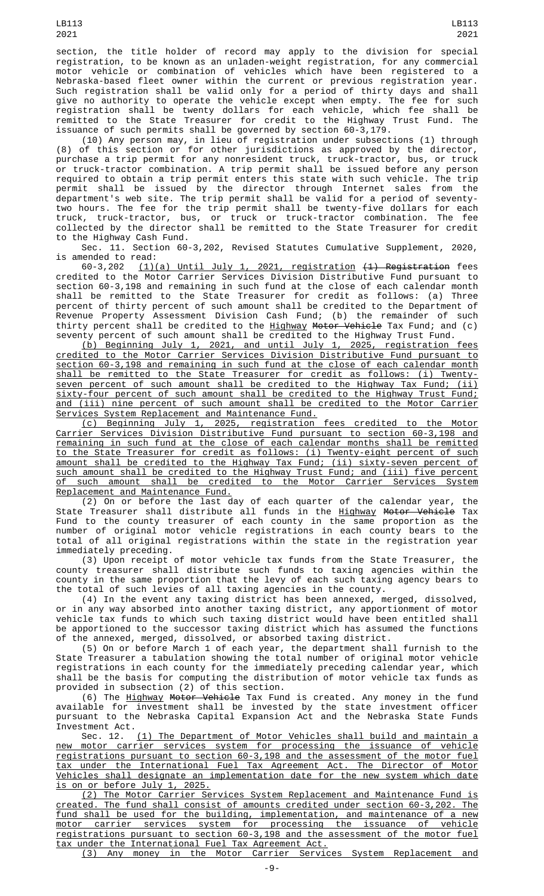section, the title holder of record may apply to the division for special registration, to be known as an unladen-weight registration, for any commercial motor vehicle or combination of vehicles which have been registered to a Nebraska-based fleet owner within the current or previous registration year. Such registration shall be valid only for a period of thirty days and shall give no authority to operate the vehicle except when empty. The fee for such registration shall be twenty dollars for each vehicle, which fee shall be remitted to the State Treasurer for credit to the Highway Trust Fund. The issuance of such permits shall be governed by section 60-3,179.

(10) Any person may, in lieu of registration under subsections (1) through (8) of this section or for other jurisdictions as approved by the director, purchase a trip permit for any nonresident truck, truck-tractor, bus, or truck or truck-tractor combination. A trip permit shall be issued before any person required to obtain a trip permit enters this state with such vehicle. The trip permit shall be issued by the director through Internet sales from the department's web site. The trip permit shall be valid for a period of seventy-two hours. The fee for the trip permit shall be twenty-five dollars for each truck, truck-tractor, bus, or truck or truck-tractor combination. The fee collected by the director shall be remitted to the State Treasurer for credit to the Highway Cash Fund.

Sec. 11. Section 60-3,202, Revised Statutes Cumulative Supplement, 2020, is amended to read:

60-3,202 (1)(a) Until July 1, 2021, registration ~~(1) Registration~~ fees credited to the Motor Carrier Services Division Distributive Fund pursuant to section 60-3,198 and remaining in such fund at the close of each calendar month shall be remitted to the State Treasurer for credit as follows: (a) Three percent of thirty percent of such amount shall be credited to the Department of Revenue Property Assessment Division Cash Fund; (b) the remainder of such thirty percent shall be credited to the Highway ~~Motor Vehicle~~ Tax Fund; and (c) seventy percent of such amount shall be credited to the Highway Trust Fund.

(b) Beginning July 1, 2021, and until July 1, 2025, registration fees credited to the Motor Carrier Services Division Distributive Fund pursuant to section 60-3,198 and remaining in such fund at the close of each calendar month shall be remitted to the State Treasurer for credit as follows: (i) Twenty-seven percent of such amount shall be credited to the Highway Tax Fund; (ii) sixty-four percent of such amount shall be credited to the Highway Trust Fund; and (iii) nine percent of such amount shall be credited to the Motor Carrier Services System Replacement and Maintenance Fund.

(c) Beginning July 1, 2025, registration fees credited to the Motor Carrier Services Division Distributive Fund pursuant to section 60-3,198 and remaining in such fund at the close of each calendar months shall be remitted to the State Treasurer for credit as follows: (i) Twenty-eight percent of such amount shall be credited to the Highway Tax Fund; (ii) sixty-seven percent of such amount shall be credited to the Highway Trust Fund; and (iii) five percent of such amount shall be credited to the Motor Carrier Services System Replacement and Maintenance Fund.

(2) On or before the last day of each quarter of the calendar year, the State Treasurer shall distribute all funds in the Highway ~~Motor Vehicle~~ Tax Fund to the county treasurer of each county in the same proportion as the number of original motor vehicle registrations in each county bears to the total of all original registrations within the state in the registration year immediately preceding.

(3) Upon receipt of motor vehicle tax funds from the State Treasurer, the county treasurer shall distribute such funds to taxing agencies within the county in the same proportion that the levy of each such taxing agency bears to the total of such levies of all taxing agencies in the county.

(4) In the event any taxing district has been annexed, merged, dissolved, or in any way absorbed into another taxing district, any apportionment of motor vehicle tax funds to which such taxing district would have been entitled shall be apportioned to the successor taxing district which has assumed the functions of the annexed, merged, dissolved, or absorbed taxing district.

(5) On or before March 1 of each year, the department shall furnish to the State Treasurer a tabulation showing the total number of original motor vehicle registrations in each county for the immediately preceding calendar year, which shall be the basis for computing the distribution of motor vehicle tax funds as provided in subsection (2) of this section.

(6) The Highway ~~Motor Vehicle~~ Tax Fund is created. Any money in the fund available for investment shall be invested by the state investment officer pursuant to the Nebraska Capital Expansion Act and the Nebraska State Funds Investment Act.

Sec. 12. (1) The Department of Motor Vehicles shall build and maintain a new motor carrier services system for processing the issuance of vehicle registrations pursuant to section 60-3,198 and the assessment of the motor fuel tax under the International Fuel Tax Agreement Act. The Director of Motor Vehicles shall designate an implementation date for the new system which date is on or before July 1, 2025.

(2) The Motor Carrier Services System Replacement and Maintenance Fund is created. The fund shall consist of amounts credited under section 60-3,202. The fund shall be used for the building, implementation, and maintenance of a new motor carrier services system for processing the issuance of vehicle registrations pursuant to section 60-3,198 and the assessment of the motor fuel tax under the International Fuel Tax Agreement Act.

(3) Any money in the Motor Carrier Services System Replacement and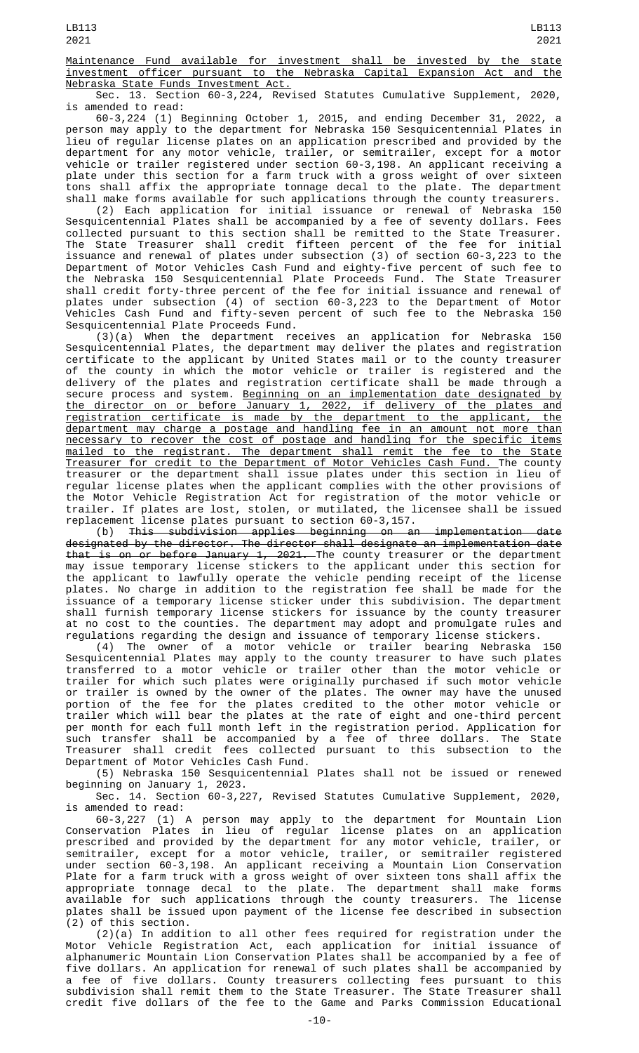Maintenance Fund available for investment shall be invested by the state investment officer pursuant to the Nebraska Capital Expansion Act and the Nebraska State Funds Investment Act.

Sec. 13. Section 60-3,224, Revised Statutes Cumulative Supplement, 2020, is amended to read:

60-3,224 (1) Beginning October 1, 2015, and ending December 31, 2022, a person may apply to the department for Nebraska 150 Sesquicentennial Plates in lieu of regular license plates on an application prescribed and provided by the department for any motor vehicle, trailer, or semitrailer, except for a motor vehicle or trailer registered under section 60-3,198. An applicant receiving a plate under this section for a farm truck with a gross weight of over sixteen tons shall affix the appropriate tonnage decal to the plate. The department shall make forms available for such applications through the county treasurers.

(2) Each application for initial issuance or renewal of Nebraska 150 Sesquicentennial Plates shall be accompanied by a fee of seventy dollars. Fees collected pursuant to this section shall be remitted to the State Treasurer. The State Treasurer shall credit fifteen percent of the fee for initial issuance and renewal of plates under subsection (3) of section 60-3,223 to the Department of Motor Vehicles Cash Fund and eighty-five percent of such fee to the Nebraska 150 Sesquicentennial Plate Proceeds Fund. The State Treasurer shall credit forty-three percent of the fee for initial issuance and renewal of plates under subsection (4) of section 60-3,223 to the Department of Motor Vehicles Cash Fund and fifty-seven percent of such fee to the Nebraska 150 Sesquicentennial Plate Proceeds Fund.

(3)(a) When the department receives an application for Nebraska 150 Sesquicentennial Plates, the department may deliver the plates and registration certificate to the applicant by United States mail or to the county treasurer of the county in which the motor vehicle or trailer is registered and the delivery of the plates and registration certificate shall be made through a secure process and system. Beginning on an implementation date designated by the director on or before January 1, 2022, if delivery of the plates and registration certificate is made by the department to the applicant, the department may charge a postage and handling fee in an amount not more than necessary to recover the cost of postage and handling for the specific items mailed to the registrant. The department shall remit the fee to the State Treasurer for credit to the Department of Motor Vehicles Cash Fund. The county treasurer or the department shall issue plates under this section in lieu of regular license plates when the applicant complies with the other provisions of the Motor Vehicle Registration Act for registration of the motor vehicle or trailer. If plates are lost, stolen, or mutilated, the licensee shall be issued replacement license plates pursuant to section 60-3,157.

(b) ~~This subdivision applies beginning on an implementation date designated by the director. The director shall designate an implementation date that is on or before January 1, 2021.~~ The county treasurer or the department may issue temporary license stickers to the applicant under this section for the applicant to lawfully operate the vehicle pending receipt of the license plates. No charge in addition to the registration fee shall be made for the issuance of a temporary license sticker under this subdivision. The department shall furnish temporary license stickers for issuance by the county treasurer at no cost to the counties. The department may adopt and promulgate rules and regulations regarding the design and issuance of temporary license stickers.

(4) The owner of a motor vehicle or trailer bearing Nebraska 150 Sesquicentennial Plates may apply to the county treasurer to have such plates transferred to a motor vehicle or trailer other than the motor vehicle or trailer for which such plates were originally purchased if such motor vehicle or trailer is owned by the owner of the plates. The owner may have the unused portion of the fee for the plates credited to the other motor vehicle or trailer which will bear the plates at the rate of eight and one-third percent per month for each full month left in the registration period. Application for such transfer shall be accompanied by a fee of three dollars. The State Treasurer shall credit fees collected pursuant to this subsection to the Department of Motor Vehicles Cash Fund.

(5) Nebraska 150 Sesquicentennial Plates shall not be issued or renewed beginning on January 1, 2023.

Sec. 14. Section 60-3,227, Revised Statutes Cumulative Supplement, 2020, is amended to read:

60-3,227 (1) A person may apply to the department for Mountain Lion Conservation Plates in lieu of regular license plates on an application prescribed and provided by the department for any motor vehicle, trailer, or semitrailer, except for a motor vehicle, trailer, or semitrailer registered under section 60-3,198. An applicant receiving a Mountain Lion Conservation Plate for a farm truck with a gross weight of over sixteen tons shall affix the appropriate tonnage decal to the plate. The department shall make forms available for such applications through the county treasurers. The license plates shall be issued upon payment of the license fee described in subsection (2) of this section.

(2)(a) In addition to all other fees required for registration under the Motor Vehicle Registration Act, each application for initial issuance of alphanumeric Mountain Lion Conservation Plates shall be accompanied by a fee of five dollars. An application for renewal of such plates shall be accompanied by a fee of five dollars. County treasurers collecting fees pursuant to this subdivision shall remit them to the State Treasurer. The State Treasurer shall credit five dollars of the fee to the Game and Parks Commission Educational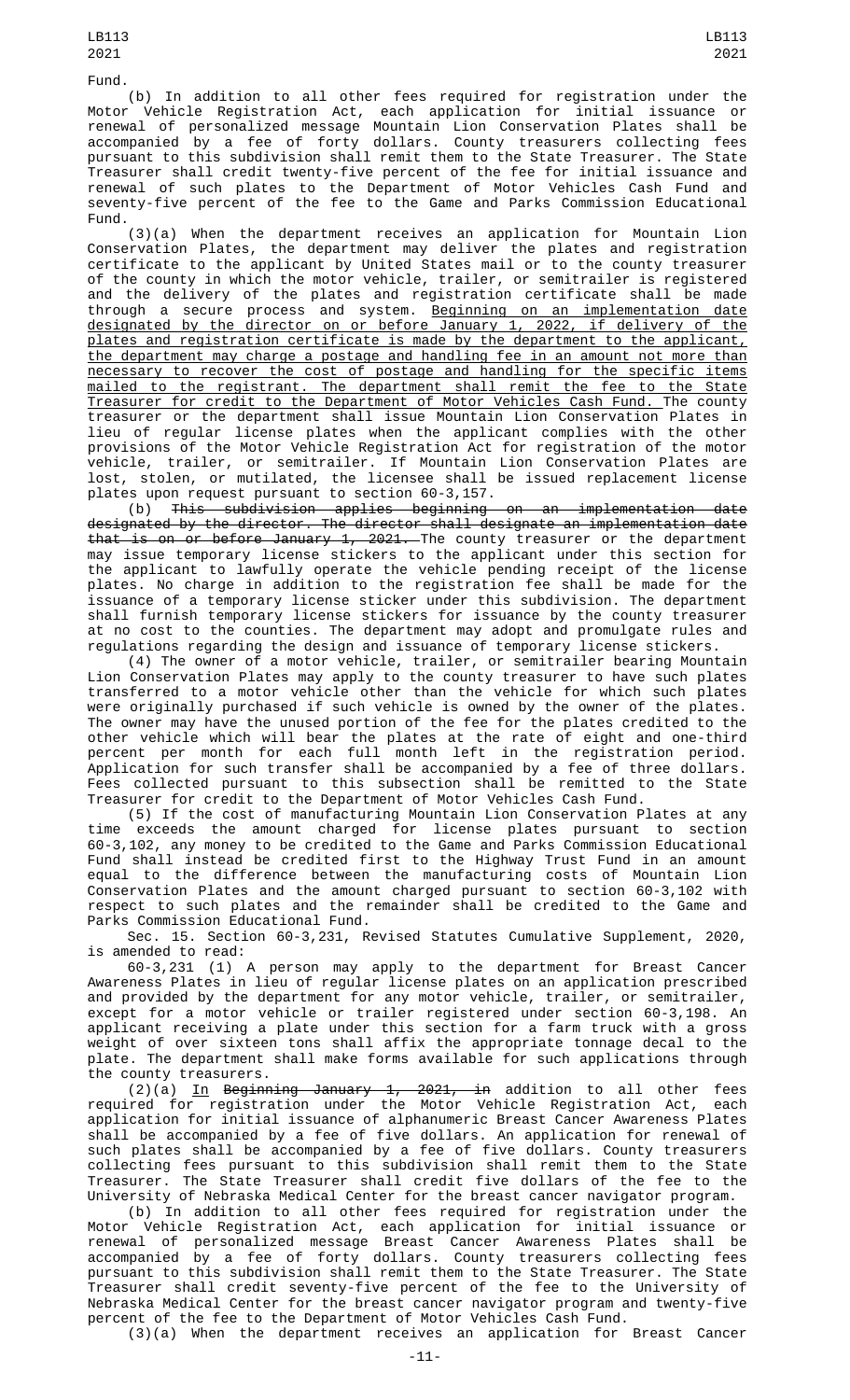Fund.

(b) In addition to all other fees required for registration under the Motor Vehicle Registration Act, each application for initial issuance or renewal of personalized message Mountain Lion Conservation Plates shall be accompanied by a fee of forty dollars. County treasurers collecting fees pursuant to this subdivision shall remit them to the State Treasurer. The State Treasurer shall credit twenty-five percent of the fee for initial issuance and renewal of such plates to the Department of Motor Vehicles Cash Fund and seventy-five percent of the fee to the Game and Parks Commission Educational Fund.

(3)(a) When the department receives an application for Mountain Lion Conservation Plates, the department may deliver the plates and registration certificate to the applicant by United States mail or to the county treasurer of the county in which the motor vehicle, trailer, or semitrailer is registered and the delivery of the plates and registration certificate shall be made through a secure process and system. Beginning on an implementation date designated by the director on or before January 1, 2022, if delivery of the plates and registration certificate is made by the department to the applicant, the department may charge a postage and handling fee in an amount not more than necessary to recover the cost of postage and handling for the specific items mailed to the registrant. The department shall remit the fee to the State Treasurer for credit to the Department of Motor Vehicles Cash Fund. The county treasurer or the department shall issue Mountain Lion Conservation Plates in lieu of regular license plates when the applicant complies with the other provisions of the Motor Vehicle Registration Act for registration of the motor vehicle, trailer, or semitrailer. If Mountain Lion Conservation Plates are lost, stolen, or mutilated, the licensee shall be issued replacement license plates upon request pursuant to section 60-3,157.

(b) ~~This subdivision applies beginning on an implementation date designated by the director. The director shall designate an implementation date that is on or before January 1, 2021.~~ The county treasurer or the department may issue temporary license stickers to the applicant under this section for the applicant to lawfully operate the vehicle pending receipt of the license plates. No charge in addition to the registration fee shall be made for the issuance of a temporary license sticker under this subdivision. The department shall furnish temporary license stickers for issuance by the county treasurer at no cost to the counties. The department may adopt and promulgate rules and regulations regarding the design and issuance of temporary license stickers.

(4) The owner of a motor vehicle, trailer, or semitrailer bearing Mountain Lion Conservation Plates may apply to the county treasurer to have such plates transferred to a motor vehicle other than the vehicle for which such plates were originally purchased if such vehicle is owned by the owner of the plates. The owner may have the unused portion of the fee for the plates credited to the other vehicle which will bear the plates at the rate of eight and one-third percent per month for each full month left in the registration period. Application for such transfer shall be accompanied by a fee of three dollars. Fees collected pursuant to this subsection shall be remitted to the State Treasurer for credit to the Department of Motor Vehicles Cash Fund.

(5) If the cost of manufacturing Mountain Lion Conservation Plates at any time exceeds the amount charged for license plates pursuant to section 60-3,102, any money to be credited to the Game and Parks Commission Educational Fund shall instead be credited first to the Highway Trust Fund in an amount equal to the difference between the manufacturing costs of Mountain Lion Conservation Plates and the amount charged pursuant to section 60-3,102 with respect to such plates and the remainder shall be credited to the Game and Parks Commission Educational Fund.

Sec. 15. Section 60-3,231, Revised Statutes Cumulative Supplement, 2020, is amended to read:

60-3,231 (1) A person may apply to the department for Breast Cancer Awareness Plates in lieu of regular license plates on an application prescribed and provided by the department for any motor vehicle, trailer, or semitrailer, except for a motor vehicle or trailer registered under section 60-3,198. An applicant receiving a plate under this section for a farm truck with a gross weight of over sixteen tons shall affix the appropriate tonnage decal to the plate. The department shall make forms available for such applications through the county treasurers.

(2)(a) In ~~Beginning January 1, 2021, in~~ addition to all other fees required for registration under the Motor Vehicle Registration Act, each application for initial issuance of alphanumeric Breast Cancer Awareness Plates shall be accompanied by a fee of five dollars. An application for renewal of such plates shall be accompanied by a fee of five dollars. County treasurers collecting fees pursuant to this subdivision shall remit them to the State Treasurer. The State Treasurer shall credit five dollars of the fee to the University of Nebraska Medical Center for the breast cancer navigator program.

(b) In addition to all other fees required for registration under the Motor Vehicle Registration Act, each application for initial issuance or renewal of personalized message Breast Cancer Awareness Plates shall be accompanied by a fee of forty dollars. County treasurers collecting fees pursuant to this subdivision shall remit them to the State Treasurer. The State Treasurer shall credit seventy-five percent of the fee to the University of Nebraska Medical Center for the breast cancer navigator program and twenty-five percent of the fee to the Department of Motor Vehicles Cash Fund.

(3)(a) When the department receives an application for Breast Cancer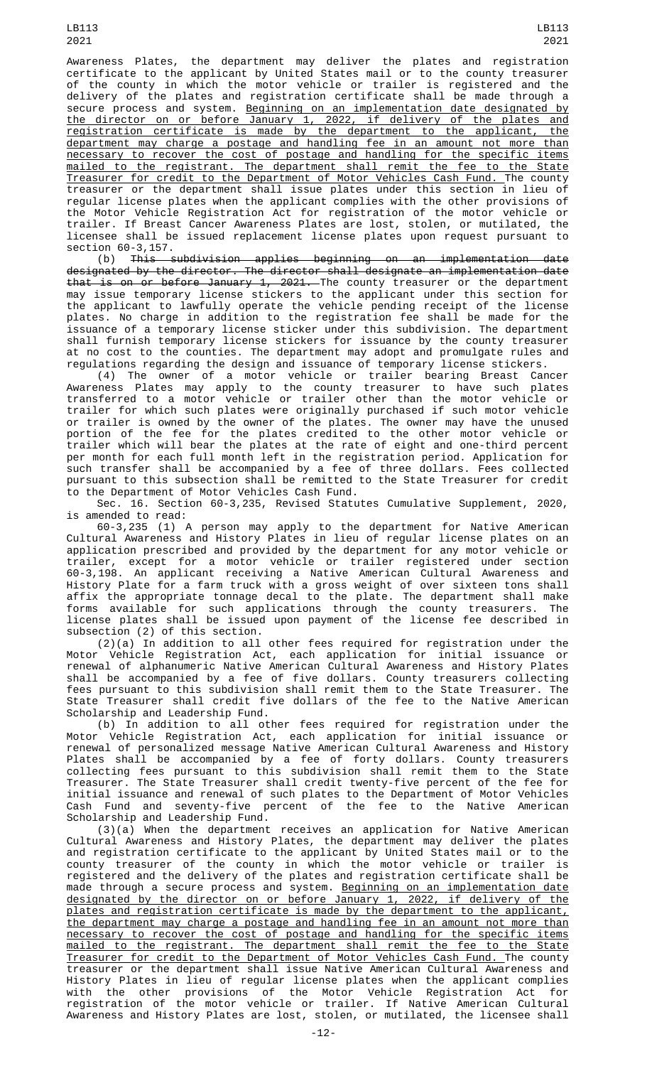Awareness Plates, the department may deliver the plates and registration certificate to the applicant by United States mail or to the county treasurer of the county in which the motor vehicle or trailer is registered and the delivery of the plates and registration certificate shall be made through a secure process and system. Beginning on an implementation date designated by the director on or before January 1, 2022, if delivery of the plates and registration certificate is made by the department to the applicant, the department may charge a postage and handling fee in an amount not more than necessary to recover the cost of postage and handling for the specific items mailed to the registrant. The department shall remit the fee to the State Treasurer for credit to the Department of Motor Vehicles Cash Fund. The county treasurer or the department shall issue plates under this section in lieu of regular license plates when the applicant complies with the other provisions of the Motor Vehicle Registration Act for registration of the motor vehicle or trailer. If Breast Cancer Awareness Plates are lost, stolen, or mutilated, the licensee shall be issued replacement license plates upon request pursuant to section 60-3,157.

(b) ~~This subdivision applies beginning on an implementation date designated by the director. The director shall designate an implementation date that is on or before January 1, 2021.~~ The county treasurer or the department may issue temporary license stickers to the applicant under this section for the applicant to lawfully operate the vehicle pending receipt of the license plates. No charge in addition to the registration fee shall be made for the issuance of a temporary license sticker under this subdivision. The department shall furnish temporary license stickers for issuance by the county treasurer at no cost to the counties. The department may adopt and promulgate rules and regulations regarding the design and issuance of temporary license stickers.

(4) The owner of a motor vehicle or trailer bearing Breast Cancer Awareness Plates may apply to the county treasurer to have such plates transferred to a motor vehicle or trailer other than the motor vehicle or trailer for which such plates were originally purchased if such motor vehicle or trailer is owned by the owner of the plates. The owner may have the unused portion of the fee for the plates credited to the other motor vehicle or trailer which will bear the plates at the rate of eight and one-third percent per month for each full month left in the registration period. Application for such transfer shall be accompanied by a fee of three dollars. Fees collected pursuant to this subsection shall be remitted to the State Treasurer for credit to the Department of Motor Vehicles Cash Fund.

Sec. 16. Section 60-3,235, Revised Statutes Cumulative Supplement, 2020, is amended to read:

60-3,235 (1) A person may apply to the department for Native American Cultural Awareness and History Plates in lieu of regular license plates on an application prescribed and provided by the department for any motor vehicle or trailer, except for a motor vehicle or trailer registered under section 60-3,198. An applicant receiving a Native American Cultural Awareness and History Plate for a farm truck with a gross weight of over sixteen tons shall affix the appropriate tonnage decal to the plate. The department shall make forms available for such applications through the county treasurers. The license plates shall be issued upon payment of the license fee described in subsection (2) of this section.

(2)(a) In addition to all other fees required for registration under the Motor Vehicle Registration Act, each application for initial issuance or renewal of alphanumeric Native American Cultural Awareness and History Plates shall be accompanied by a fee of five dollars. County treasurers collecting fees pursuant to this subdivision shall remit them to the State Treasurer. The State Treasurer shall credit five dollars of the fee to the Native American Scholarship and Leadership Fund.

(b) In addition to all other fees required for registration under the Motor Vehicle Registration Act, each application for initial issuance or renewal of personalized message Native American Cultural Awareness and History Plates shall be accompanied by a fee of forty dollars. County treasurers collecting fees pursuant to this subdivision shall remit them to the State Treasurer. The State Treasurer shall credit twenty-five percent of the fee for initial issuance and renewal of such plates to the Department of Motor Vehicles Cash Fund and seventy-five percent of the fee to the Native American Scholarship and Leadership Fund.

(3)(a) When the department receives an application for Native American Cultural Awareness and History Plates, the department may deliver the plates and registration certificate to the applicant by United States mail or to the county treasurer of the county in which the motor vehicle or trailer is registered and the delivery of the plates and registration certificate shall be made through a secure process and system. Beginning on an implementation date designated by the director on or before January 1, 2022, if delivery of the plates and registration certificate is made by the department to the applicant, the department may charge a postage and handling fee in an amount not more than necessary to recover the cost of postage and handling for the specific items mailed to the registrant. The department shall remit the fee to the State Treasurer for credit to the Department of Motor Vehicles Cash Fund. The county treasurer or the department shall issue Native American Cultural Awareness and History Plates in lieu of regular license plates when the applicant complies with the other provisions of the Motor Vehicle Registration Act for registration of the motor vehicle or trailer. If Native American Cultural Awareness and History Plates are lost, stolen, or mutilated, the licensee shall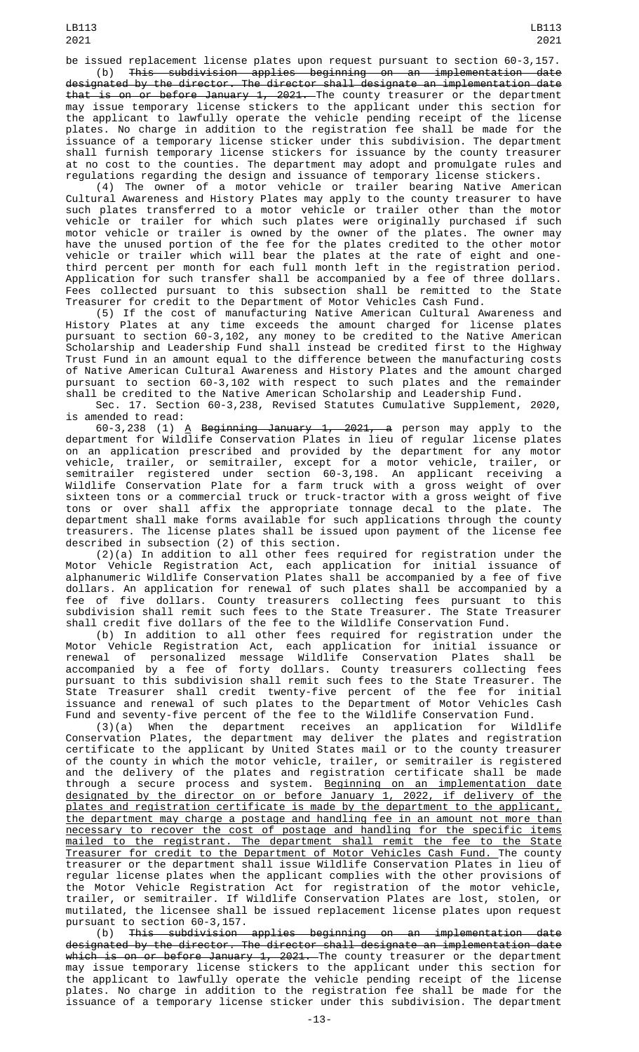be issued replacement license plates upon request pursuant to section 60-3,157.

(b) This subdivision applies beginning on an implementation date designated by the director. The director shall designate an implementation date that is on or before January 1, 2021. The county treasurer or the department may issue temporary license stickers to the applicant under this section for the applicant to lawfully operate the vehicle pending receipt of the license plates. No charge in addition to the registration fee shall be made for the issuance of a temporary license sticker under this subdivision. The department shall furnish temporary license stickers for issuance by the county treasurer at no cost to the counties. The department may adopt and promulgate rules and regulations regarding the design and issuance of temporary license stickers.

(4) The owner of a motor vehicle or trailer bearing Native American Cultural Awareness and History Plates may apply to the county treasurer to have such plates transferred to a motor vehicle or trailer other than the motor vehicle or trailer for which such plates were originally purchased if such motor vehicle or trailer is owned by the owner of the plates. The owner may have the unused portion of the fee for the plates credited to the other motor vehicle or trailer which will bear the plates at the rate of eight and one-third percent per month for each full month left in the registration period. Application for such transfer shall be accompanied by a fee of three dollars. Fees collected pursuant to this subsection shall be remitted to the State Treasurer for credit to the Department of Motor Vehicles Cash Fund.

(5) If the cost of manufacturing Native American Cultural Awareness and History Plates at any time exceeds the amount charged for license plates pursuant to section 60-3,102, any money to be credited to the Native American Scholarship and Leadership Fund shall instead be credited first to the Highway Trust Fund in an amount equal to the difference between the manufacturing costs of Native American Cultural Awareness and History Plates and the amount charged pursuant to section 60-3,102 with respect to such plates and the remainder shall be credited to the Native American Scholarship and Leadership Fund.

Sec. 17. Section 60-3,238, Revised Statutes Cumulative Supplement, 2020, is amended to read:

60-3,238 (1) A Beginning January 1, 2021, a person may apply to the department for Wildlife Conservation Plates in lieu of regular license plates on an application prescribed and provided by the department for any motor vehicle, trailer, or semitrailer, except for a motor vehicle, trailer, or semitrailer registered under section 60-3,198. An applicant receiving a Wildlife Conservation Plate for a farm truck with a gross weight of over sixteen tons or a commercial truck or truck-tractor with a gross weight of five tons or over shall affix the appropriate tonnage decal to the plate. The department shall make forms available for such applications through the county treasurers. The license plates shall be issued upon payment of the license fee described in subsection (2) of this section.

(2)(a) In addition to all other fees required for registration under the Motor Vehicle Registration Act, each application for initial issuance of alphanumeric Wildlife Conservation Plates shall be accompanied by a fee of five dollars. An application for renewal of such plates shall be accompanied by a fee of five dollars. County treasurers collecting fees pursuant to this subdivision shall remit such fees to the State Treasurer. The State Treasurer shall credit five dollars of the fee to the Wildlife Conservation Fund.

(b) In addition to all other fees required for registration under the Motor Vehicle Registration Act, each application for initial issuance or renewal of personalized message Wildlife Conservation Plates shall be accompanied by a fee of forty dollars. County treasurers collecting fees pursuant to this subdivision shall remit such fees to the State Treasurer. The State Treasurer shall credit twenty-five percent of the fee for initial issuance and renewal of such plates to the Department of Motor Vehicles Cash Fund and seventy-five percent of the fee to the Wildlife Conservation Fund.

(3)(a) When the department receives an application for Wildlife Conservation Plates, the department may deliver the plates and registration certificate to the applicant by United States mail or to the county treasurer of the county in which the motor vehicle, trailer, or semitrailer is registered and the delivery of the plates and registration certificate shall be made through a secure process and system. Beginning on an implementation date designated by the director on or before January 1, 2022, if delivery of the plates and registration certificate is made by the department to the applicant, the department may charge a postage and handling fee in an amount not more than necessary to recover the cost of postage and handling for the specific items mailed to the registrant. The department shall remit the fee to the State Treasurer for credit to the Department of Motor Vehicles Cash Fund. The county treasurer or the department shall issue Wildlife Conservation Plates in lieu of regular license plates when the applicant complies with the other provisions of the Motor Vehicle Registration Act for registration of the motor vehicle, trailer, or semitrailer. If Wildlife Conservation Plates are lost, stolen, or mutilated, the licensee shall be issued replacement license plates upon request pursuant to section 60-3,157.

(b) This subdivision applies beginning on an implementation date designated by the director. The director shall designate an implementation date which is on or before January 1, 2021. The county treasurer or the department may issue temporary license stickers to the applicant under this section for the applicant to lawfully operate the vehicle pending receipt of the license plates. No charge in addition to the registration fee shall be made for the issuance of a temporary license sticker under this subdivision. The department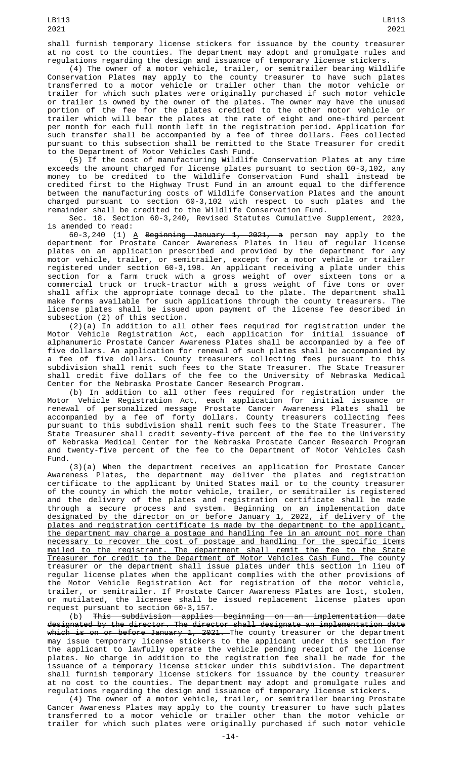shall furnish temporary license stickers for issuance by the county treasurer at no cost to the counties. The department may adopt and promulgate rules and regulations regarding the design and issuance of temporary license stickers.

(4) The owner of a motor vehicle, trailer, or semitrailer bearing Wildlife Conservation Plates may apply to the county treasurer to have such plates transferred to a motor vehicle or trailer other than the motor vehicle or trailer for which such plates were originally purchased if such motor vehicle or trailer is owned by the owner of the plates. The owner may have the unused portion of the fee for the plates credited to the other motor vehicle or trailer which will bear the plates at the rate of eight and one-third percent per month for each full month left in the registration period. Application for such transfer shall be accompanied by a fee of three dollars. Fees collected pursuant to this subsection shall be remitted to the State Treasurer for credit to the Department of Motor Vehicles Cash Fund.

(5) If the cost of manufacturing Wildlife Conservation Plates at any time exceeds the amount charged for license plates pursuant to section 60-3,102, any money to be credited to the Wildlife Conservation Fund shall instead be credited first to the Highway Trust Fund in an amount equal to the difference between the manufacturing costs of Wildlife Conservation Plates and the amount charged pursuant to section 60-3,102 with respect to such plates and the remainder shall be credited to the Wildlife Conservation Fund.

Sec. 18. Section 60-3,240, Revised Statutes Cumulative Supplement, 2020, is amended to read:

60-3,240 (1) A ~~Beginning January 1, 2021, a~~ person may apply to the department for Prostate Cancer Awareness Plates in lieu of regular license plates on an application prescribed and provided by the department for any motor vehicle, trailer, or semitrailer, except for a motor vehicle or trailer registered under section 60-3,198. An applicant receiving a plate under this section for a farm truck with a gross weight of over sixteen tons or a commercial truck or truck-tractor with a gross weight of five tons or over shall affix the appropriate tonnage decal to the plate. The department shall make forms available for such applications through the county treasurers. The license plates shall be issued upon payment of the license fee described in subsection (2) of this section.

(2)(a) In addition to all other fees required for registration under the Motor Vehicle Registration Act, each application for initial issuance of alphanumeric Prostate Cancer Awareness Plates shall be accompanied by a fee of five dollars. An application for renewal of such plates shall be accompanied by a fee of five dollars. County treasurers collecting fees pursuant to this subdivision shall remit such fees to the State Treasurer. The State Treasurer shall credit five dollars of the fee to the University of Nebraska Medical Center for the Nebraska Prostate Cancer Research Program.

(b) In addition to all other fees required for registration under the Motor Vehicle Registration Act, each application for initial issuance or renewal of personalized message Prostate Cancer Awareness Plates shall be accompanied by a fee of forty dollars. County treasurers collecting fees pursuant to this subdivision shall remit such fees to the State Treasurer. The State Treasurer shall credit seventy-five percent of the fee to the University of Nebraska Medical Center for the Nebraska Prostate Cancer Research Program and twenty-five percent of the fee to the Department of Motor Vehicles Cash Fund.

(3)(a) When the department receives an application for Prostate Cancer Awareness Plates, the department may deliver the plates and registration certificate to the applicant by United States mail or to the county treasurer of the county in which the motor vehicle, trailer, or semitrailer is registered and the delivery of the plates and registration certificate shall be made through a secure process and system. Beginning on an implementation date designated by the director on or before January 1, 2022, if delivery of the plates and registration certificate is made by the department to the applicant, the department may charge a postage and handling fee in an amount not more than necessary to recover the cost of postage and handling for the specific items mailed to the registrant. The department shall remit the fee to the State Treasurer for credit to the Department of Motor Vehicles Cash Fund. The county treasurer or the department shall issue plates under this section in lieu of regular license plates when the applicant complies with the other provisions of the Motor Vehicle Registration Act for registration of the motor vehicle, trailer, or semitrailer. If Prostate Cancer Awareness Plates are lost, stolen, or mutilated, the licensee shall be issued replacement license plates upon request pursuant to section 60-3,157.

(b) ~~This subdivision applies beginning on an implementation date designated by the director. The director shall designate an implementation date which is on or before January 1, 2021.~~ The county treasurer or the department may issue temporary license stickers to the applicant under this section for the applicant to lawfully operate the vehicle pending receipt of the license plates. No charge in addition to the registration fee shall be made for the issuance of a temporary license sticker under this subdivision. The department shall furnish temporary license stickers for issuance by the county treasurer at no cost to the counties. The department may adopt and promulgate rules and regulations regarding the design and issuance of temporary license stickers.

(4) The owner of a motor vehicle, trailer, or semitrailer bearing Prostate Cancer Awareness Plates may apply to the county treasurer to have such plates transferred to a motor vehicle or trailer other than the motor vehicle or trailer for which such plates were originally purchased if such motor vehicle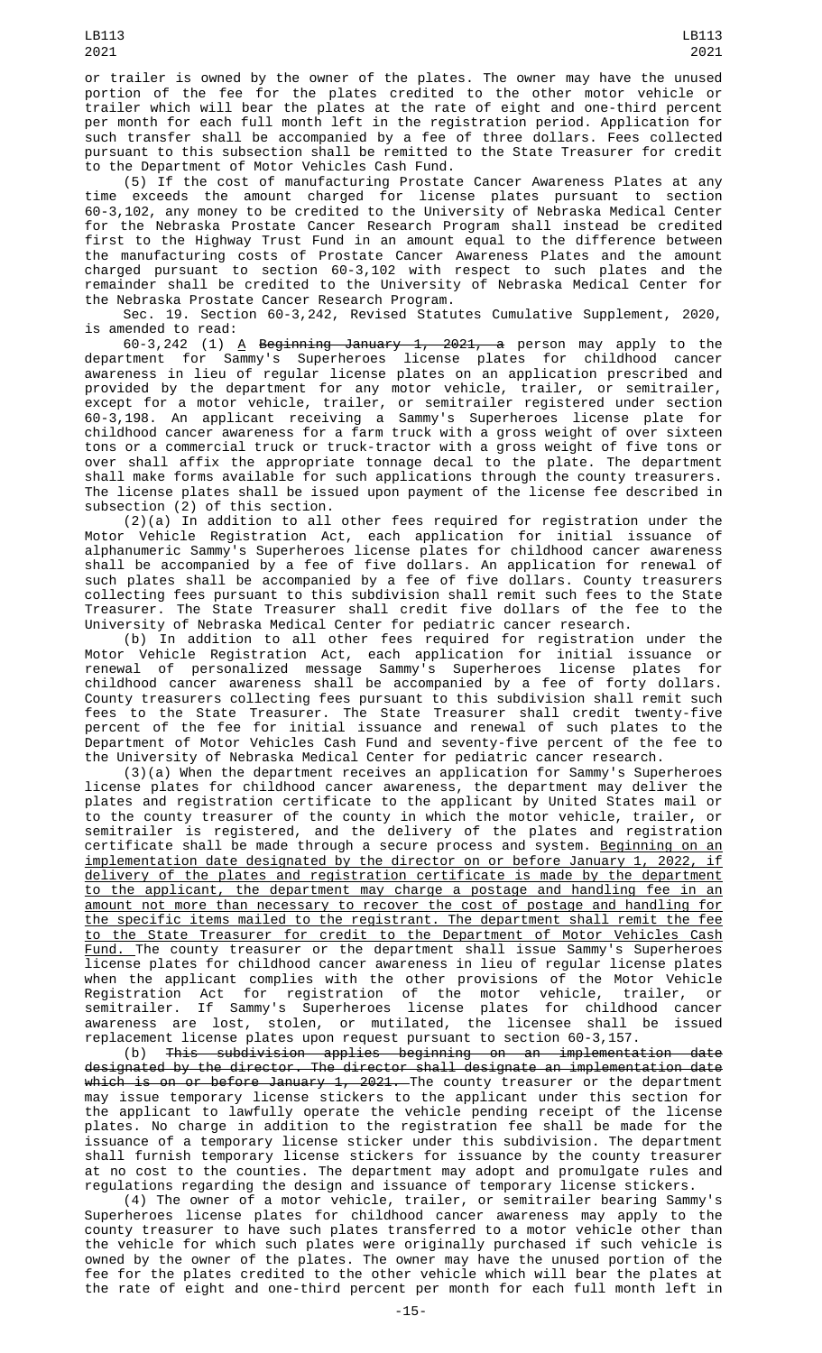or trailer is owned by the owner of the plates. The owner may have the unused portion of the fee for the plates credited to the other motor vehicle or trailer which will bear the plates at the rate of eight and one-third percent per month for each full month left in the registration period. Application for such transfer shall be accompanied by a fee of three dollars. Fees collected pursuant to this subsection shall be remitted to the State Treasurer for credit to the Department of Motor Vehicles Cash Fund.

(5) If the cost of manufacturing Prostate Cancer Awareness Plates at any time exceeds the amount charged for license plates pursuant to section 60-3,102, any money to be credited to the University of Nebraska Medical Center for the Nebraska Prostate Cancer Research Program shall instead be credited first to the Highway Trust Fund in an amount equal to the difference between the manufacturing costs of Prostate Cancer Awareness Plates and the amount charged pursuant to section 60-3,102 with respect to such plates and the remainder shall be credited to the University of Nebraska Medical Center for the Nebraska Prostate Cancer Research Program.

Sec. 19. Section 60-3,242, Revised Statutes Cumulative Supplement, 2020, is amended to read:

60-3,242 (1) A ~~Beginning January 1, 2021, a~~ person may apply to the department for Sammy's Superheroes license plates for childhood cancer awareness in lieu of regular license plates on an application prescribed and provided by the department for any motor vehicle, trailer, or semitrailer, except for a motor vehicle, trailer, or semitrailer registered under section 60-3,198. An applicant receiving a Sammy's Superheroes license plate for childhood cancer awareness for a farm truck with a gross weight of over sixteen tons or a commercial truck or truck-tractor with a gross weight of five tons or over shall affix the appropriate tonnage decal to the plate. The department shall make forms available for such applications through the county treasurers. The license plates shall be issued upon payment of the license fee described in subsection (2) of this section.

(2)(a) In addition to all other fees required for registration under the Motor Vehicle Registration Act, each application for initial issuance of alphanumeric Sammy's Superheroes license plates for childhood cancer awareness shall be accompanied by a fee of five dollars. An application for renewal of such plates shall be accompanied by a fee of five dollars. County treasurers collecting fees pursuant to this subdivision shall remit such fees to the State Treasurer. The State Treasurer shall credit five dollars of the fee to the University of Nebraska Medical Center for pediatric cancer research.

(b) In addition to all other fees required for registration under the Motor Vehicle Registration Act, each application for initial issuance or renewal of personalized message Sammy's Superheroes license plates for childhood cancer awareness shall be accompanied by a fee of forty dollars. County treasurers collecting fees pursuant to this subdivision shall remit such fees to the State Treasurer. The State Treasurer shall credit twenty-five percent of the fee for initial issuance and renewal of such plates to the Department of Motor Vehicles Cash Fund and seventy-five percent of the fee to the University of Nebraska Medical Center for pediatric cancer research.

(3)(a) When the department receives an application for Sammy's Superheroes license plates for childhood cancer awareness, the department may deliver the plates and registration certificate to the applicant by United States mail or to the county treasurer of the county in which the motor vehicle, trailer, or semitrailer is registered, and the delivery of the plates and registration certificate shall be made through a secure process and system. Beginning on an implementation date designated by the director on or before January 1, 2022, if delivery of the plates and registration certificate is made by the department to the applicant, the department may charge a postage and handling fee in an amount not more than necessary to recover the cost of postage and handling for the specific items mailed to the registrant. The department shall remit the fee to the State Treasurer for credit to the Department of Motor Vehicles Cash Fund. The county treasurer or the department shall issue Sammy's Superheroes license plates for childhood cancer awareness in lieu of regular license plates when the applicant complies with the other provisions of the Motor Vehicle Registration Act for registration of the motor vehicle, trailer, or semitrailer. If Sammy's Superheroes license plates for childhood cancer awareness are lost, stolen, or mutilated, the licensee shall be issued replacement license plates upon request pursuant to section 60-3,157.

(b) ~~This subdivision applies beginning on an implementation date designated by the director. The director shall designate an implementation date which is on or before January 1, 2021.~~ The county treasurer or the department may issue temporary license stickers to the applicant under this section for the applicant to lawfully operate the vehicle pending receipt of the license plates. No charge in addition to the registration fee shall be made for the issuance of a temporary license sticker under this subdivision. The department shall furnish temporary license stickers for issuance by the county treasurer at no cost to the counties. The department may adopt and promulgate rules and regulations regarding the design and issuance of temporary license stickers.

(4) The owner of a motor vehicle, trailer, or semitrailer bearing Sammy's Superheroes license plates for childhood cancer awareness may apply to the county treasurer to have such plates transferred to a motor vehicle other than the vehicle for which such plates were originally purchased if such vehicle is owned by the owner of the plates. The owner may have the unused portion of the fee for the plates credited to the other vehicle which will bear the plates at the rate of eight and one-third percent per month for each full month left in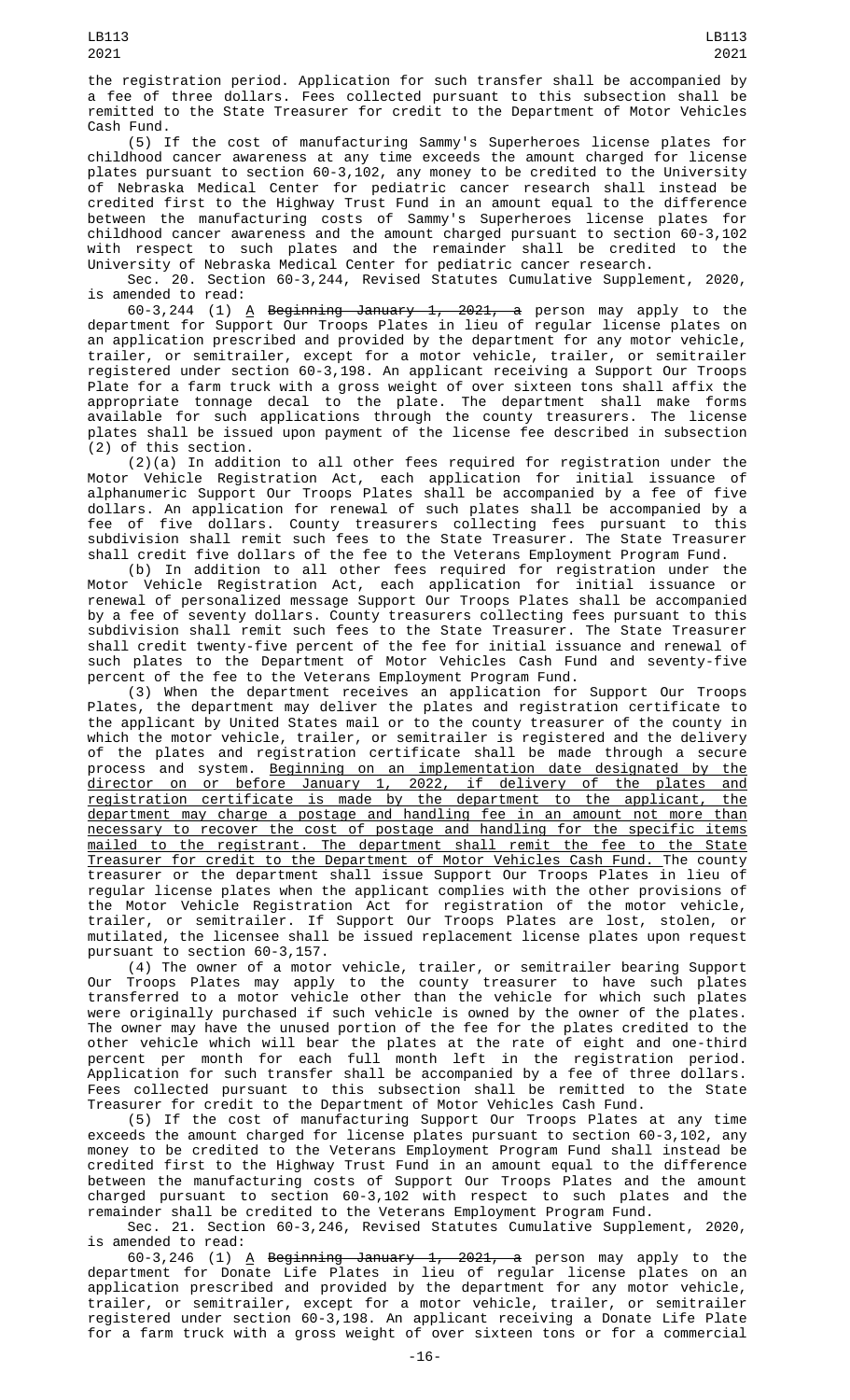the registration period. Application for such transfer shall be accompanied by a fee of three dollars. Fees collected pursuant to this subsection shall be remitted to the State Treasurer for credit to the Department of Motor Vehicles Cash Fund.

(5) If the cost of manufacturing Sammy's Superheroes license plates for childhood cancer awareness at any time exceeds the amount charged for license plates pursuant to section 60-3,102, any money to be credited to the University of Nebraska Medical Center for pediatric cancer research shall instead be credited first to the Highway Trust Fund in an amount equal to the difference between the manufacturing costs of Sammy's Superheroes license plates for childhood cancer awareness and the amount charged pursuant to section 60-3,102 with respect to such plates and the remainder shall be credited to the University of Nebraska Medical Center for pediatric cancer research.

Sec. 20. Section 60-3,244, Revised Statutes Cumulative Supplement, 2020, is amended to read:

60-3,244 (1) A ~~Beginning January 1, 2021, a~~ person may apply to the department for Support Our Troops Plates in lieu of regular license plates on an application prescribed and provided by the department for any motor vehicle, trailer, or semitrailer, except for a motor vehicle, trailer, or semitrailer registered under section 60-3,198. An applicant receiving a Support Our Troops Plate for a farm truck with a gross weight of over sixteen tons shall affix the appropriate tonnage decal to the plate. The department shall make forms available for such applications through the county treasurers. The license plates shall be issued upon payment of the license fee described in subsection (2) of this section.

(2)(a) In addition to all other fees required for registration under the Motor Vehicle Registration Act, each application for initial issuance of alphanumeric Support Our Troops Plates shall be accompanied by a fee of five dollars. An application for renewal of such plates shall be accompanied by a fee of five dollars. County treasurers collecting fees pursuant to this subdivision shall remit such fees to the State Treasurer. The State Treasurer shall credit five dollars of the fee to the Veterans Employment Program Fund.

(b) In addition to all other fees required for registration under the Motor Vehicle Registration Act, each application for initial issuance or renewal of personalized message Support Our Troops Plates shall be accompanied by a fee of seventy dollars. County treasurers collecting fees pursuant to this subdivision shall remit such fees to the State Treasurer. The State Treasurer shall credit twenty-five percent of the fee for initial issuance and renewal of such plates to the Department of Motor Vehicles Cash Fund and seventy-five percent of the fee to the Veterans Employment Program Fund.

(3) When the department receives an application for Support Our Troops Plates, the department may deliver the plates and registration certificate to the applicant by United States mail or to the county treasurer of the county in which the motor vehicle, trailer, or semitrailer is registered and the delivery of the plates and registration certificate shall be made through a secure process and system. Beginning on an implementation date designated by the director on or before January 1, 2022, if delivery of the plates and registration certificate is made by the department to the applicant, the department may charge a postage and handling fee in an amount not more than necessary to recover the cost of postage and handling for the specific items mailed to the registrant. The department shall remit the fee to the State Treasurer for credit to the Department of Motor Vehicles Cash Fund. The county treasurer or the department shall issue Support Our Troops Plates in lieu of regular license plates when the applicant complies with the other provisions of the Motor Vehicle Registration Act for registration of the motor vehicle, trailer, or semitrailer. If Support Our Troops Plates are lost, stolen, or mutilated, the licensee shall be issued replacement license plates upon request pursuant to section 60-3,157.

(4) The owner of a motor vehicle, trailer, or semitrailer bearing Support Our Troops Plates may apply to the county treasurer to have such plates transferred to a motor vehicle other than the vehicle for which such plates were originally purchased if such vehicle is owned by the owner of the plates. The owner may have the unused portion of the fee for the plates credited to the other vehicle which will bear the plates at the rate of eight and one-third percent per month for each full month left in the registration period. Application for such transfer shall be accompanied by a fee of three dollars. Fees collected pursuant to this subsection shall be remitted to the State Treasurer for credit to the Department of Motor Vehicles Cash Fund.

(5) If the cost of manufacturing Support Our Troops Plates at any time exceeds the amount charged for license plates pursuant to section 60-3,102, any money to be credited to the Veterans Employment Program Fund shall instead be credited first to the Highway Trust Fund in an amount equal to the difference between the manufacturing costs of Support Our Troops Plates and the amount charged pursuant to section 60-3,102 with respect to such plates and the remainder shall be credited to the Veterans Employment Program Fund.

Sec. 21. Section 60-3,246, Revised Statutes Cumulative Supplement, 2020, is amended to read:

60-3,246 (1) A ~~Beginning January 1, 2021, a~~ person may apply to the department for Donate Life Plates in lieu of regular license plates on an application prescribed and provided by the department for any motor vehicle, trailer, or semitrailer, except for a motor vehicle, trailer, or semitrailer registered under section 60-3,198. An applicant receiving a Donate Life Plate for a farm truck with a gross weight of over sixteen tons or for a commercial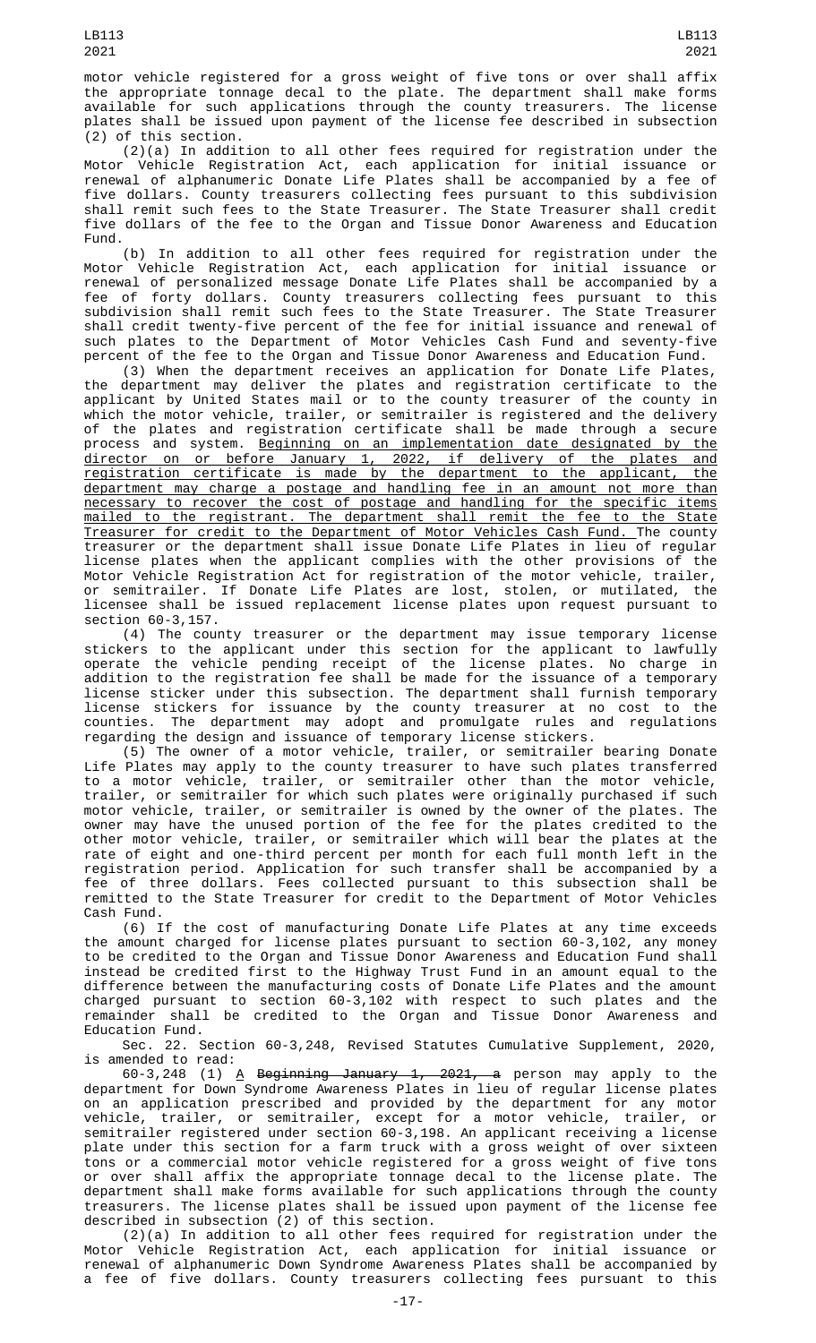motor vehicle registered for a gross weight of five tons or over shall affix the appropriate tonnage decal to the plate. The department shall make forms available for such applications through the county treasurers. The license plates shall be issued upon payment of the license fee described in subsection (2) of this section.

(2)(a) In addition to all other fees required for registration under the Motor Vehicle Registration Act, each application for initial issuance or renewal of alphanumeric Donate Life Plates shall be accompanied by a fee of five dollars. County treasurers collecting fees pursuant to this subdivision shall remit such fees to the State Treasurer. The State Treasurer shall credit five dollars of the fee to the Organ and Tissue Donor Awareness and Education Fund.

(b) In addition to all other fees required for registration under the Motor Vehicle Registration Act, each application for initial issuance or renewal of personalized message Donate Life Plates shall be accompanied by a fee of forty dollars. County treasurers collecting fees pursuant to this subdivision shall remit such fees to the State Treasurer. The State Treasurer shall credit twenty-five percent of the fee for initial issuance and renewal of such plates to the Department of Motor Vehicles Cash Fund and seventy-five percent of the fee to the Organ and Tissue Donor Awareness and Education Fund.

(3) When the department receives an application for Donate Life Plates, the department may deliver the plates and registration certificate to the applicant by United States mail or to the county treasurer of the county in which the motor vehicle, trailer, or semitrailer is registered and the delivery of the plates and registration certificate shall be made through a secure process and system. Beginning on an implementation date designated by the director on or before January 1, 2022, if delivery of the plates and registration certificate is made by the department to the applicant, the department may charge a postage and handling fee in an amount not more than necessary to recover the cost of postage and handling for the specific items mailed to the registrant. The department shall remit the fee to the State Treasurer for credit to the Department of Motor Vehicles Cash Fund. The county treasurer or the department shall issue Donate Life Plates in lieu of regular license plates when the applicant complies with the other provisions of the Motor Vehicle Registration Act for registration of the motor vehicle, trailer, or semitrailer. If Donate Life Plates are lost, stolen, or mutilated, the licensee shall be issued replacement license plates upon request pursuant to section 60-3,157.

(4) The county treasurer or the department may issue temporary license stickers to the applicant under this section for the applicant to lawfully operate the vehicle pending receipt of the license plates. No charge in addition to the registration fee shall be made for the issuance of a temporary license sticker under this subsection. The department shall furnish temporary license stickers for issuance by the county treasurer at no cost to the counties. The department may adopt and promulgate rules and regulations regarding the design and issuance of temporary license stickers.

(5) The owner of a motor vehicle, trailer, or semitrailer bearing Donate Life Plates may apply to the county treasurer to have such plates transferred to a motor vehicle, trailer, or semitrailer other than the motor vehicle, trailer, or semitrailer for which such plates were originally purchased if such motor vehicle, trailer, or semitrailer is owned by the owner of the plates. The owner may have the unused portion of the fee for the plates credited to the other motor vehicle, trailer, or semitrailer which will bear the plates at the rate of eight and one-third percent per month for each full month left in the registration period. Application for such transfer shall be accompanied by a fee of three dollars. Fees collected pursuant to this subsection shall be remitted to the State Treasurer for credit to the Department of Motor Vehicles Cash Fund.

(6) If the cost of manufacturing Donate Life Plates at any time exceeds the amount charged for license plates pursuant to section 60-3,102, any money to be credited to the Organ and Tissue Donor Awareness and Education Fund shall instead be credited first to the Highway Trust Fund in an amount equal to the difference between the manufacturing costs of Donate Life Plates and the amount charged pursuant to section 60-3,102 with respect to such plates and the remainder shall be credited to the Organ and Tissue Donor Awareness and Education Fund.

Sec. 22. Section 60-3,248, Revised Statutes Cumulative Supplement, 2020, is amended to read:

60-3,248 (1) A ~~Beginning January 1, 2021, a~~ person may apply to the department for Down Syndrome Awareness Plates in lieu of regular license plates on an application prescribed and provided by the department for any motor vehicle, trailer, or semitrailer, except for a motor vehicle, trailer, or semitrailer registered under section 60-3,198. An applicant receiving a license plate under this section for a farm truck with a gross weight of over sixteen tons or a commercial motor vehicle registered for a gross weight of five tons or over shall affix the appropriate tonnage decal to the license plate. The department shall make forms available for such applications through the county treasurers. The license plates shall be issued upon payment of the license fee described in subsection (2) of this section.

(2)(a) In addition to all other fees required for registration under the Motor Vehicle Registration Act, each application for initial issuance or renewal of alphanumeric Down Syndrome Awareness Plates shall be accompanied by a fee of five dollars. County treasurers collecting fees pursuant to this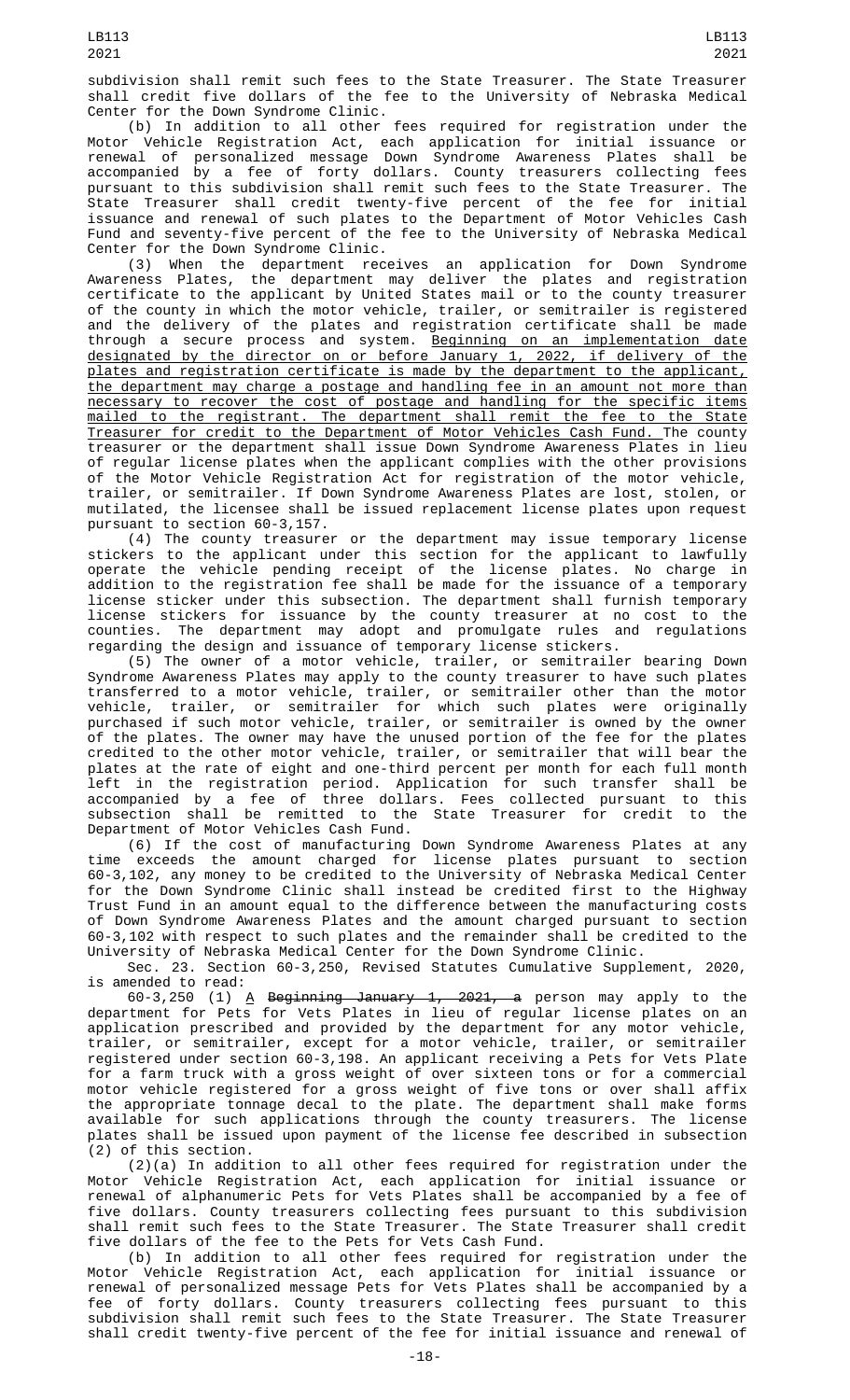subdivision shall remit such fees to the State Treasurer. The State Treasurer shall credit five dollars of the fee to the University of Nebraska Medical Center for the Down Syndrome Clinic.

(b) In addition to all other fees required for registration under the Motor Vehicle Registration Act, each application for initial issuance or renewal of personalized message Down Syndrome Awareness Plates shall be accompanied by a fee of forty dollars. County treasurers collecting fees pursuant to this subdivision shall remit such fees to the State Treasurer. The State Treasurer shall credit twenty-five percent of the fee for initial issuance and renewal of such plates to the Department of Motor Vehicles Cash Fund and seventy-five percent of the fee to the University of Nebraska Medical Center for the Down Syndrome Clinic.

(3) When the department receives an application for Down Syndrome Awareness Plates, the department may deliver the plates and registration certificate to the applicant by United States mail or to the county treasurer of the county in which the motor vehicle, trailer, or semitrailer is registered and the delivery of the plates and registration certificate shall be made through a secure process and system. Beginning on an implementation date designated by the director on or before January 1, 2022, if delivery of the plates and registration certificate is made by the department to the applicant, the department may charge a postage and handling fee in an amount not more than necessary to recover the cost of postage and handling for the specific items mailed to the registrant. The department shall remit the fee to the State Treasurer for credit to the Department of Motor Vehicles Cash Fund. The county treasurer or the department shall issue Down Syndrome Awareness Plates in lieu of regular license plates when the applicant complies with the other provisions of the Motor Vehicle Registration Act for registration of the motor vehicle, trailer, or semitrailer. If Down Syndrome Awareness Plates are lost, stolen, or mutilated, the licensee shall be issued replacement license plates upon request pursuant to section 60-3,157.

(4) The county treasurer or the department may issue temporary license stickers to the applicant under this section for the applicant to lawfully operate the vehicle pending receipt of the license plates. No charge in addition to the registration fee shall be made for the issuance of a temporary license sticker under this subsection. The department shall furnish temporary license stickers for issuance by the county treasurer at no cost to the counties. The department may adopt and promulgate rules and regulations regarding the design and issuance of temporary license stickers.

(5) The owner of a motor vehicle, trailer, or semitrailer bearing Down Syndrome Awareness Plates may apply to the county treasurer to have such plates transferred to a motor vehicle, trailer, or semitrailer other than the motor vehicle, trailer, or semitrailer for which such plates were originally purchased if such motor vehicle, trailer, or semitrailer is owned by the owner of the plates. The owner may have the unused portion of the fee for the plates credited to the other motor vehicle, trailer, or semitrailer that will bear the plates at the rate of eight and one-third percent per month for each full month left in the registration period. Application for such transfer shall be accompanied by a fee of three dollars. Fees collected pursuant to this subsection shall be remitted to the State Treasurer for credit to the Department of Motor Vehicles Cash Fund.

(6) If the cost of manufacturing Down Syndrome Awareness Plates at any time exceeds the amount charged for license plates pursuant to section 60-3,102, any money to be credited to the University of Nebraska Medical Center for the Down Syndrome Clinic shall instead be credited first to the Highway Trust Fund in an amount equal to the difference between the manufacturing costs of Down Syndrome Awareness Plates and the amount charged pursuant to section 60-3,102 with respect to such plates and the remainder shall be credited to the University of Nebraska Medical Center for the Down Syndrome Clinic.

Sec. 23. Section 60-3,250, Revised Statutes Cumulative Supplement, 2020, is amended to read:

60-3,250 (1) A ~~Beginning January 1, 2021, a~~ person may apply to the department for Pets for Vets Plates in lieu of regular license plates on an application prescribed and provided by the department for any motor vehicle, trailer, or semitrailer, except for a motor vehicle, trailer, or semitrailer registered under section 60-3,198. An applicant receiving a Pets for Vets Plate for a farm truck with a gross weight of over sixteen tons or for a commercial motor vehicle registered for a gross weight of five tons or over shall affix the appropriate tonnage decal to the plate. The department shall make forms available for such applications through the county treasurers. The license plates shall be issued upon payment of the license fee described in subsection (2) of this section.

(2)(a) In addition to all other fees required for registration under the Motor Vehicle Registration Act, each application for initial issuance or renewal of alphanumeric Pets for Vets Plates shall be accompanied by a fee of five dollars. County treasurers collecting fees pursuant to this subdivision shall remit such fees to the State Treasurer. The State Treasurer shall credit five dollars of the fee to the Pets for Vets Cash Fund.

(b) In addition to all other fees required for registration under the Motor Vehicle Registration Act, each application for initial issuance or renewal of personalized message Pets for Vets Plates shall be accompanied by a fee of forty dollars. County treasurers collecting fees pursuant to this subdivision shall remit such fees to the State Treasurer. The State Treasurer shall credit twenty-five percent of the fee for initial issuance and renewal of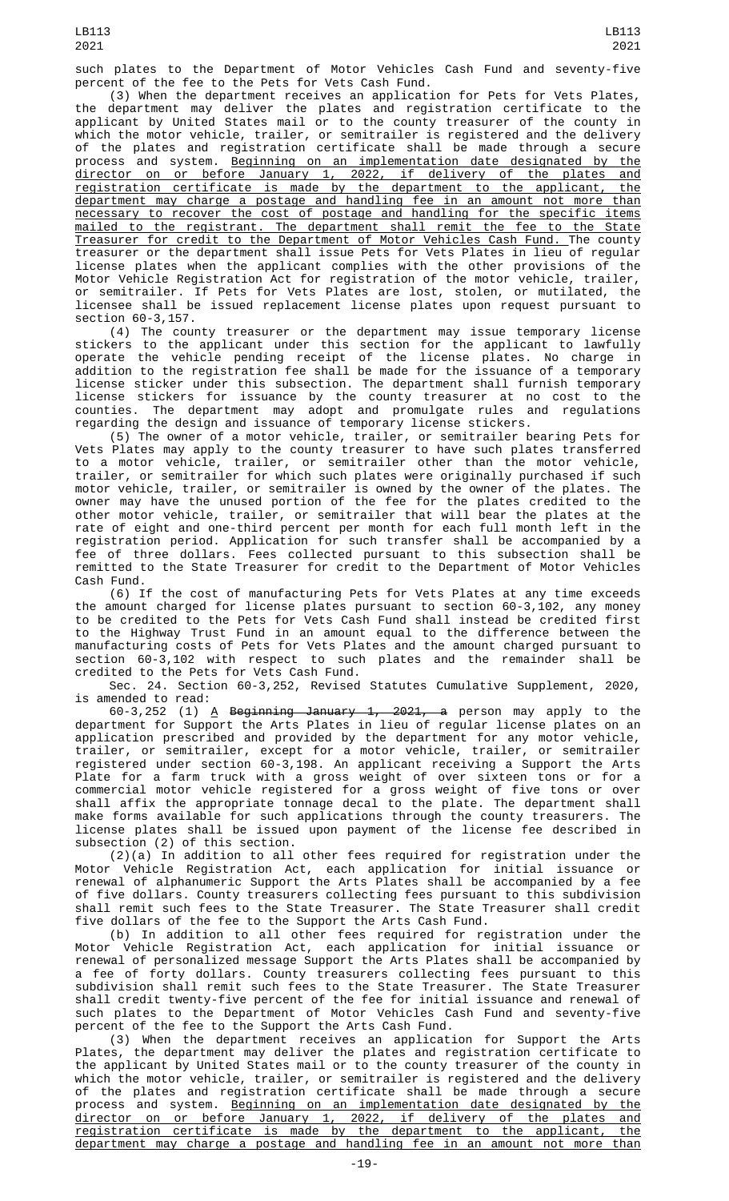such plates to the Department of Motor Vehicles Cash Fund and seventy-five percent of the fee to the Pets for Vets Cash Fund.

(3) When the department receives an application for Pets for Vets Plates, the department may deliver the plates and registration certificate to the applicant by United States mail or to the county treasurer of the county in which the motor vehicle, trailer, or semitrailer is registered and the delivery of the plates and registration certificate shall be made through a secure process and system. Beginning on an implementation date designated by the director on or before January 1, 2022, if delivery of the plates and registration certificate is made by the department to the applicant, the department may charge a postage and handling fee in an amount not more than necessary to recover the cost of postage and handling for the specific items mailed to the registrant. The department shall remit the fee to the State Treasurer for credit to the Department of Motor Vehicles Cash Fund. The county treasurer or the department shall issue Pets for Vets Plates in lieu of regular license plates when the applicant complies with the other provisions of the Motor Vehicle Registration Act for registration of the motor vehicle, trailer, or semitrailer. If Pets for Vets Plates are lost, stolen, or mutilated, the licensee shall be issued replacement license plates upon request pursuant to section 60-3,157.

(4) The county treasurer or the department may issue temporary license stickers to the applicant under this section for the applicant to lawfully operate the vehicle pending receipt of the license plates. No charge in addition to the registration fee shall be made for the issuance of a temporary license sticker under this subsection. The department shall furnish temporary license stickers for issuance by the county treasurer at no cost to the counties. The department may adopt and promulgate rules and regulations regarding the design and issuance of temporary license stickers.

(5) The owner of a motor vehicle, trailer, or semitrailer bearing Pets for Vets Plates may apply to the county treasurer to have such plates transferred to a motor vehicle, trailer, or semitrailer other than the motor vehicle, trailer, or semitrailer for which such plates were originally purchased if such motor vehicle, trailer, or semitrailer is owned by the owner of the plates. The owner may have the unused portion of the fee for the plates credited to the other motor vehicle, trailer, or semitrailer that will bear the plates at the rate of eight and one-third percent per month for each full month left in the registration period. Application for such transfer shall be accompanied by a fee of three dollars. Fees collected pursuant to this subsection shall be remitted to the State Treasurer for credit to the Department of Motor Vehicles Cash Fund.

(6) If the cost of manufacturing Pets for Vets Plates at any time exceeds the amount charged for license plates pursuant to section 60-3,102, any money to be credited to the Pets for Vets Cash Fund shall instead be credited first to the Highway Trust Fund in an amount equal to the difference between the manufacturing costs of Pets for Vets Plates and the amount charged pursuant to section 60-3,102 with respect to such plates and the remainder shall be credited to the Pets for Vets Cash Fund.

Sec. 24. Section 60-3,252, Revised Statutes Cumulative Supplement, 2020, is amended to read:

60-3,252 (1) A ~~Beginning January 1, 2021, a~~ person may apply to the department for Support the Arts Plates in lieu of regular license plates on an application prescribed and provided by the department for any motor vehicle, trailer, or semitrailer, except for a motor vehicle, trailer, or semitrailer registered under section 60-3,198. An applicant receiving a Support the Arts Plate for a farm truck with a gross weight of over sixteen tons or for a commercial motor vehicle registered for a gross weight of five tons or over shall affix the appropriate tonnage decal to the plate. The department shall make forms available for such applications through the county treasurers. The license plates shall be issued upon payment of the license fee described in subsection (2) of this section.

(2)(a) In addition to all other fees required for registration under the Motor Vehicle Registration Act, each application for initial issuance or renewal of alphanumeric Support the Arts Plates shall be accompanied by a fee of five dollars. County treasurers collecting fees pursuant to this subdivision shall remit such fees to the State Treasurer. The State Treasurer shall credit five dollars of the fee to the Support the Arts Cash Fund.

(b) In addition to all other fees required for registration under the Motor Vehicle Registration Act, each application for initial issuance or renewal of personalized message Support the Arts Plates shall be accompanied by a fee of forty dollars. County treasurers collecting fees pursuant to this subdivision shall remit such fees to the State Treasurer. The State Treasurer shall credit twenty-five percent of the fee for initial issuance and renewal of such plates to the Department of Motor Vehicles Cash Fund and seventy-five percent of the fee to the Support the Arts Cash Fund.

(3) When the department receives an application for Support the Arts Plates, the department may deliver the plates and registration certificate to the applicant by United States mail or to the county treasurer of the county in which the motor vehicle, trailer, or semitrailer is registered and the delivery of the plates and registration certificate shall be made through a secure process and system. Beginning on an implementation date designated by the director on or before January 1, 2022, if delivery of the plates and registration certificate is made by the department to the applicant, the department may charge a postage and handling fee in an amount not more than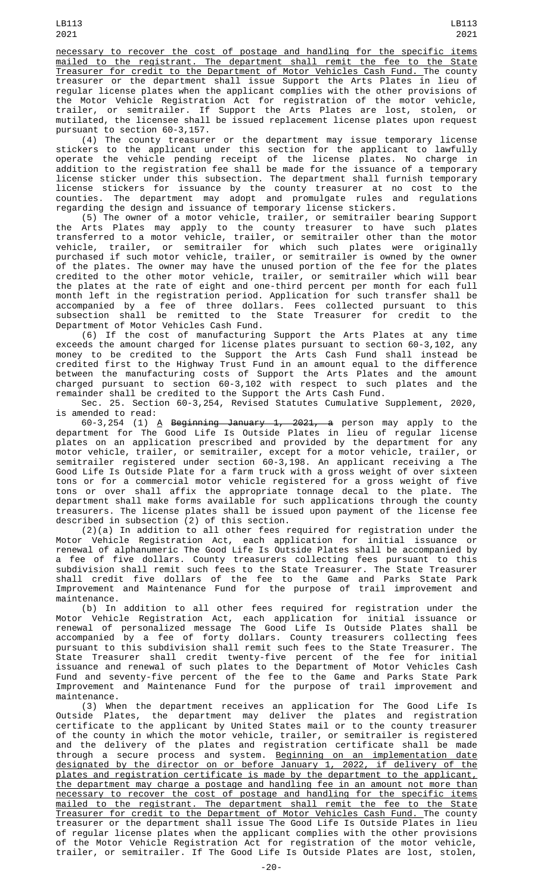necessary to recover the cost of postage and handling for the specific items mailed to the registrant. The department shall remit the fee to the State Treasurer for credit to the Department of Motor Vehicles Cash Fund. The county treasurer or the department shall issue Support the Arts Plates in lieu of regular license plates when the applicant complies with the other provisions of the Motor Vehicle Registration Act for registration of the motor vehicle, trailer, or semitrailer. If Support the Arts Plates are lost, stolen, or mutilated, the licensee shall be issued replacement license plates upon request pursuant to section 60-3,157.

(4) The county treasurer or the department may issue temporary license stickers to the applicant under this section for the applicant to lawfully operate the vehicle pending receipt of the license plates. No charge in addition to the registration fee shall be made for the issuance of a temporary license sticker under this subsection. The department shall furnish temporary license stickers for issuance by the county treasurer at no cost to the counties. The department may adopt and promulgate rules and regulations regarding the design and issuance of temporary license stickers.

(5) The owner of a motor vehicle, trailer, or semitrailer bearing Support the Arts Plates may apply to the county treasurer to have such plates transferred to a motor vehicle, trailer, or semitrailer other than the motor vehicle, trailer, or semitrailer for which such plates were originally purchased if such motor vehicle, trailer, or semitrailer is owned by the owner of the plates. The owner may have the unused portion of the fee for the plates credited to the other motor vehicle, trailer, or semitrailer which will bear the plates at the rate of eight and one-third percent per month for each full month left in the registration period. Application for such transfer shall be accompanied by a fee of three dollars. Fees collected pursuant to this subsection shall be remitted to the State Treasurer for credit to the Department of Motor Vehicles Cash Fund.

(6) If the cost of manufacturing Support the Arts Plates at any time exceeds the amount charged for license plates pursuant to section 60-3,102, any money to be credited to the Support the Arts Cash Fund shall instead be credited first to the Highway Trust Fund in an amount equal to the difference between the manufacturing costs of Support the Arts Plates and the amount charged pursuant to section 60-3,102 with respect to such plates and the remainder shall be credited to the Support the Arts Cash Fund.

Sec. 25. Section 60-3,254, Revised Statutes Cumulative Supplement, 2020, is amended to read:

60-3,254 (1) A ~~Beginning January 1, 2021, a~~ person may apply to the department for The Good Life Is Outside Plates in lieu of regular license plates on an application prescribed and provided by the department for any motor vehicle, trailer, or semitrailer, except for a motor vehicle, trailer, or semitrailer registered under section 60-3,198. An applicant receiving a The Good Life Is Outside Plate for a farm truck with a gross weight of over sixteen tons or for a commercial motor vehicle registered for a gross weight of five tons or over shall affix the appropriate tonnage decal to the plate. The department shall make forms available for such applications through the county treasurers. The license plates shall be issued upon payment of the license fee described in subsection (2) of this section.

(2)(a) In addition to all other fees required for registration under the Motor Vehicle Registration Act, each application for initial issuance or renewal of alphanumeric The Good Life Is Outside Plates shall be accompanied by a fee of five dollars. County treasurers collecting fees pursuant to this subdivision shall remit such fees to the State Treasurer. The State Treasurer shall credit five dollars of the fee to the Game and Parks State Park Improvement and Maintenance Fund for the purpose of trail improvement and maintenance.

(b) In addition to all other fees required for registration under the Motor Vehicle Registration Act, each application for initial issuance or renewal of personalized message The Good Life Is Outside Plates shall be accompanied by a fee of forty dollars. County treasurers collecting fees pursuant to this subdivision shall remit such fees to the State Treasurer. The State Treasurer shall credit twenty-five percent of the fee for initial issuance and renewal of such plates to the Department of Motor Vehicles Cash Fund and seventy-five percent of the fee to the Game and Parks State Park Improvement and Maintenance Fund for the purpose of trail improvement and maintenance.

(3) When the department receives an application for The Good Life Is Outside Plates, the department may deliver the plates and registration certificate to the applicant by United States mail or to the county treasurer of the county in which the motor vehicle, trailer, or semitrailer is registered and the delivery of the plates and registration certificate shall be made through a secure process and system. Beginning on an implementation date designated by the director on or before January 1, 2022, if delivery of the plates and registration certificate is made by the department to the applicant, the department may charge a postage and handling fee in an amount not more than necessary to recover the cost of postage and handling for the specific items mailed to the registrant. The department shall remit the fee to the State Treasurer for credit to the Department of Motor Vehicles Cash Fund. The county treasurer or the department shall issue The Good Life Is Outside Plates in lieu of regular license plates when the applicant complies with the other provisions of the Motor Vehicle Registration Act for registration of the motor vehicle, trailer, or semitrailer. If The Good Life Is Outside Plates are lost, stolen,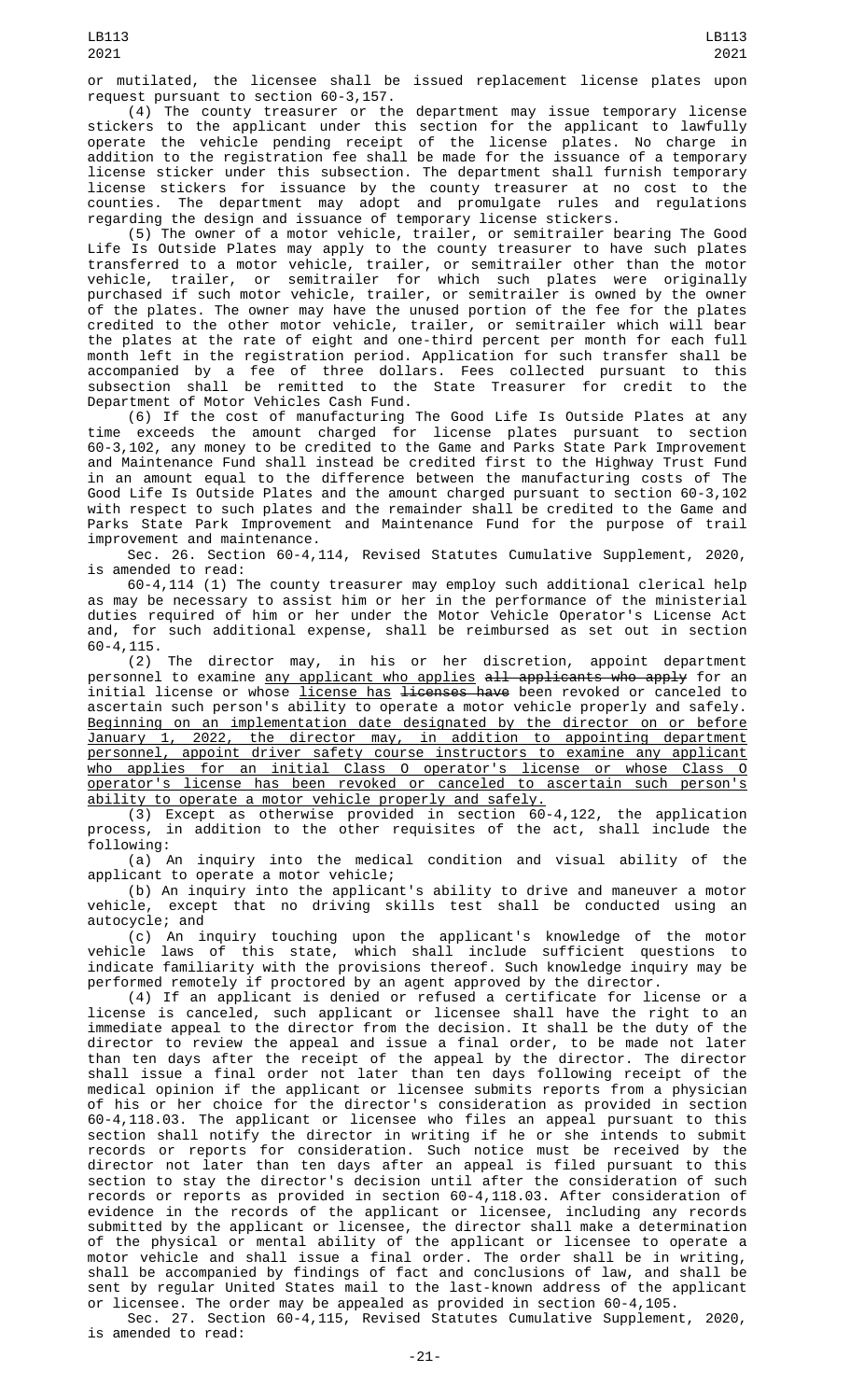or mutilated, the licensee shall be issued replacement license plates upon request pursuant to section 60-3,157.

(4) The county treasurer or the department may issue temporary license stickers to the applicant under this section for the applicant to lawfully operate the vehicle pending receipt of the license plates. No charge in addition to the registration fee shall be made for the issuance of a temporary license sticker under this subsection. The department shall furnish temporary license stickers for issuance by the county treasurer at no cost to the counties. The department may adopt and promulgate rules and regulations regarding the design and issuance of temporary license stickers.

(5) The owner of a motor vehicle, trailer, or semitrailer bearing The Good Life Is Outside Plates may apply to the county treasurer to have such plates transferred to a motor vehicle, trailer, or semitrailer other than the motor vehicle, trailer, or semitrailer for which such plates were originally purchased if such motor vehicle, trailer, or semitrailer is owned by the owner of the plates. The owner may have the unused portion of the fee for the plates credited to the other motor vehicle, trailer, or semitrailer which will bear the plates at the rate of eight and one-third percent per month for each full month left in the registration period. Application for such transfer shall be accompanied by a fee of three dollars. Fees collected pursuant to this subsection shall be remitted to the State Treasurer for credit to the Department of Motor Vehicles Cash Fund.

(6) If the cost of manufacturing The Good Life Is Outside Plates at any time exceeds the amount charged for license plates pursuant to section 60-3,102, any money to be credited to the Game and Parks State Park Improvement and Maintenance Fund shall instead be credited first to the Highway Trust Fund in an amount equal to the difference between the manufacturing costs of The Good Life Is Outside Plates and the amount charged pursuant to section 60-3,102 with respect to such plates and the remainder shall be credited to the Game and Parks State Park Improvement and Maintenance Fund for the purpose of trail improvement and maintenance.

Sec. 26. Section 60-4,114, Revised Statutes Cumulative Supplement, 2020, is amended to read:

60-4,114 (1) The county treasurer may employ such additional clerical help as may be necessary to assist him or her in the performance of the ministerial duties required of him or her under the Motor Vehicle Operator's License Act and, for such additional expense, shall be reimbursed as set out in section 60-4,115.

(2) The director may, in his or her discretion, appoint department personnel to examine any applicant who applies ~~all applicants who apply~~ for an initial license or whose license has ~~licenses have~~ been revoked or canceled to ascertain such person's ability to operate a motor vehicle properly and safely. Beginning on an implementation date designated by the director on or before January 1, 2022, the director may, in addition to appointing department personnel, appoint driver safety course instructors to examine any applicant who applies for an initial Class O operator's license or whose Class O operator's license has been revoked or canceled to ascertain such person's ability to operate a motor vehicle properly and safely.

(3) Except as otherwise provided in section 60-4,122, the application process, in addition to the other requisites of the act, shall include the following:

(a) An inquiry into the medical condition and visual ability of the applicant to operate a motor vehicle;

(b) An inquiry into the applicant's ability to drive and maneuver a motor vehicle, except that no driving skills test shall be conducted using an autocycle; and

(c) An inquiry touching upon the applicant's knowledge of the motor vehicle laws of this state, which shall include sufficient questions to indicate familiarity with the provisions thereof. Such knowledge inquiry may be performed remotely if proctored by an agent approved by the director.

(4) If an applicant is denied or refused a certificate for license or a license is canceled, such applicant or licensee shall have the right to an immediate appeal to the director from the decision. It shall be the duty of the director to review the appeal and issue a final order, to be made not later than ten days after the receipt of the appeal by the director. The director shall issue a final order not later than ten days following receipt of the medical opinion if the applicant or licensee submits reports from a physician of his or her choice for the director's consideration as provided in section 60-4,118.03. The applicant or licensee who files an appeal pursuant to this section shall notify the director in writing if he or she intends to submit records or reports for consideration. Such notice must be received by the director not later than ten days after an appeal is filed pursuant to this section to stay the director's decision until after the consideration of such records or reports as provided in section 60-4,118.03. After consideration of evidence in the records of the applicant or licensee, including any records submitted by the applicant or licensee, the director shall make a determination of the physical or mental ability of the applicant or licensee to operate a motor vehicle and shall issue a final order. The order shall be in writing, shall be accompanied by findings of fact and conclusions of law, and shall be sent by regular United States mail to the last-known address of the applicant or licensee. The order may be appealed as provided in section 60-4,105.

Sec. 27. Section 60-4,115, Revised Statutes Cumulative Supplement, 2020, is amended to read: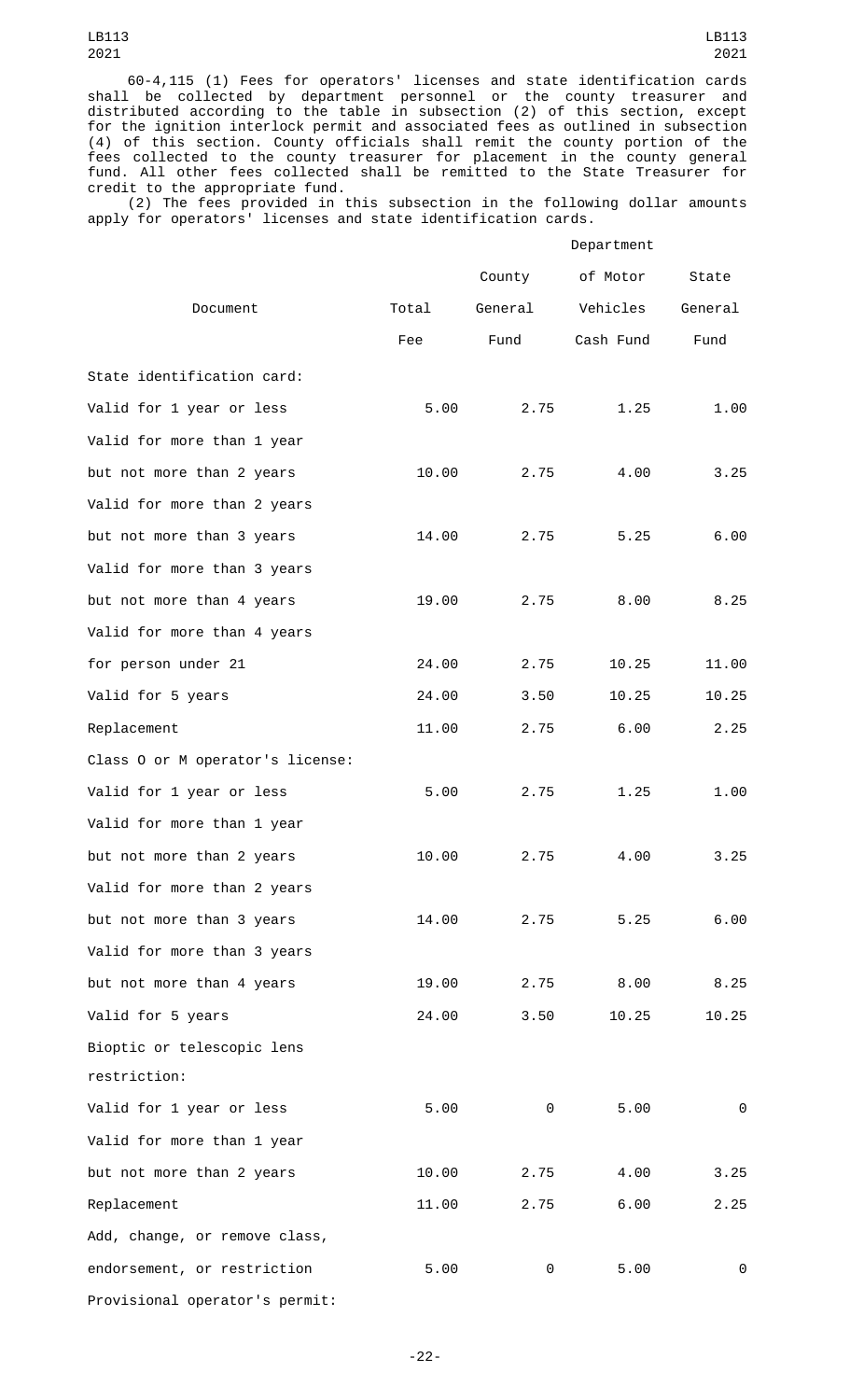60-4,115 (1) Fees for operators' licenses and state identification cards shall be collected by department personnel or the county treasurer and distributed according to the table in subsection (2) of this section, except for the ignition interlock permit and associated fees as outlined in subsection (4) of this section. County officials shall remit the county portion of the fees collected to the county treasurer for placement in the county general fund. All other fees collected shall be remitted to the State Treasurer for credit to the appropriate fund.

(2) The fees provided in this subsection in the following dollar amounts apply for operators' licenses and state identification cards.

| Document | Total Fee | County General Fund | Department of Motor Vehicles Cash Fund | State General Fund |
|---|---|---|---|---|
| State identification card: | | | | |
| Valid for 1 year or less | 5.00 | 2.75 | 1.25 | 1.00 |
| Valid for more than 1 year but not more than 2 years | 10.00 | 2.75 | 4.00 | 3.25 |
| Valid for more than 2 years but not more than 3 years | 14.00 | 2.75 | 5.25 | 6.00 |
| Valid for more than 3 years but not more than 4 years | 19.00 | 2.75 | 8.00 | 8.25 |
| Valid for more than 4 years for person under 21 | 24.00 | 2.75 | 10.25 | 11.00 |
| Valid for 5 years | 24.00 | 3.50 | 10.25 | 10.25 |
| Replacement | 11.00 | 2.75 | 6.00 | 2.25 |
| Class O or M operator's license: | | | | |
| Valid for 1 year or less | 5.00 | 2.75 | 1.25 | 1.00 |
| Valid for more than 1 year but not more than 2 years | 10.00 | 2.75 | 4.00 | 3.25 |
| Valid for more than 2 years but not more than 3 years | 14.00 | 2.75 | 5.25 | 6.00 |
| Valid for more than 3 years but not more than 4 years | 19.00 | 2.75 | 8.00 | 8.25 |
| Valid for 5 years | 24.00 | 3.50 | 10.25 | 10.25 |
| Bioptic or telescopic lens restriction: | | | | |
| Valid for 1 year or less | 5.00 | 0 | 5.00 | 0 |
| Valid for more than 1 year but not more than 2 years | 10.00 | 2.75 | 4.00 | 3.25 |
| Replacement | 11.00 | 2.75 | 6.00 | 2.25 |
| Add, change, or remove class, endorsement, or restriction | 5.00 | 0 | 5.00 | 0 |
| Provisional operator's permit: | | | | |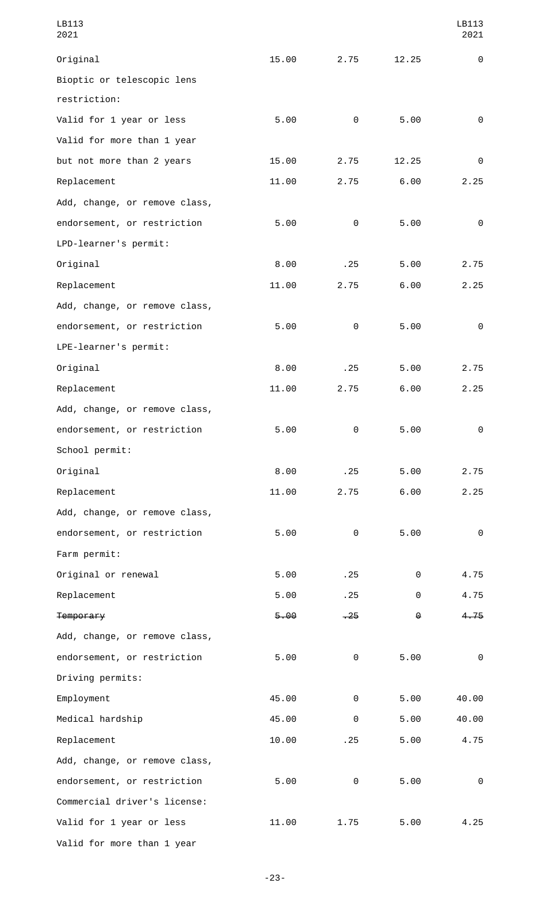| | | | | |
|---|---|---|---|---|
| Original | 15.00 | 2.75 | 12.25 | 0 |
| Bioptic or telescopic lens restriction: | | | | |
| Valid for 1 year or less | 5.00 | 0 | 5.00 | 0 |
| Valid for more than 1 year but not more than 2 years | 15.00 | 2.75 | 12.25 | 0 |
| Replacement | 11.00 | 2.75 | 6.00 | 2.25 |
| Add, change, or remove class, endorsement, or restriction | 5.00 | 0 | 5.00 | 0 |
| LPD-learner's permit: | | | | |
| Original | 8.00 | .25 | 5.00 | 2.75 |
| Replacement | 11.00 | 2.75 | 6.00 | 2.25 |
| Add, change, or remove class, endorsement, or restriction | 5.00 | 0 | 5.00 | 0 |
| LPE-learner's permit: | | | | |
| Original | 8.00 | .25 | 5.00 | 2.75 |
| Replacement | 11.00 | 2.75 | 6.00 | 2.25 |
| Add, change, or remove class, endorsement, or restriction | 5.00 | 0 | 5.00 | 0 |
| School permit: | | | | |
| Original | 8.00 | .25 | 5.00 | 2.75 |
| Replacement | 11.00 | 2.75 | 6.00 | 2.25 |
| Add, change, or remove class, endorsement, or restriction | 5.00 | 0 | 5.00 | 0 |
| Farm permit: | | | | |
| Original or renewal | 5.00 | .25 | 0 | 4.75 |
| Replacement | 5.00 | .25 | 0 | 4.75 |
| ~~Temporary~~ | ~~5.00~~ | ~~.25~~ | ~~0~~ | ~~4.75~~ |
| Add, change, or remove class, endorsement, or restriction | 5.00 | 0 | 5.00 | 0 |
| Driving permits: | | | | |
| Employment | 45.00 | 0 | 5.00 | 40.00 |
| Medical hardship | 45.00 | 0 | 5.00 | 40.00 |
| Replacement | 10.00 | .25 | 5.00 | 4.75 |
| Add, change, or remove class, endorsement, or restriction | 5.00 | 0 | 5.00 | 0 |
| Commercial driver's license: | | | | |
| Valid for 1 year or less | 11.00 | 1.75 | 5.00 | 4.25 |
| Valid for more than 1 year | | | | |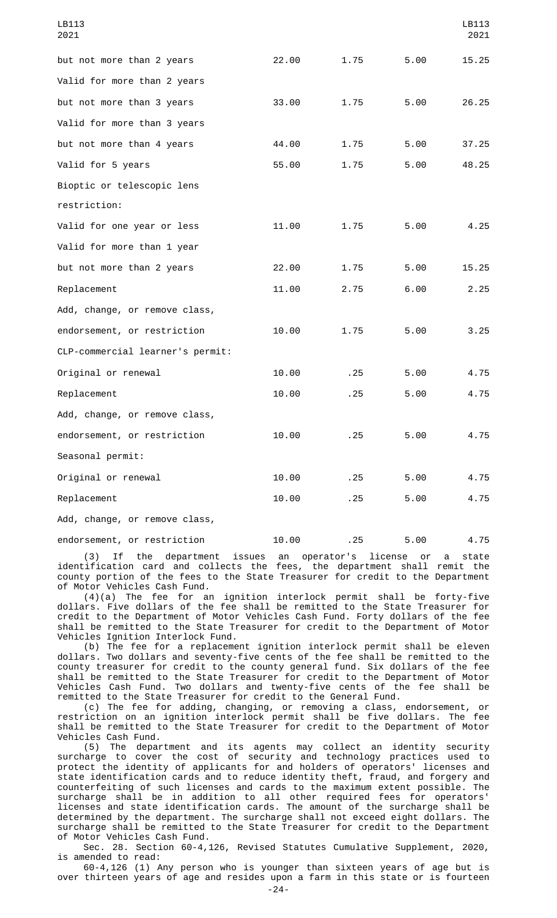| | | | | |
|---|---|---|---|---|
| but not more than 2 years | 22.00 | 1.75 | 5.00 | 15.25 |
| Valid for more than 2 years | | | | |
| but not more than 3 years | 33.00 | 1.75 | 5.00 | 26.25 |
| Valid for more than 3 years | | | | |
| but not more than 4 years | 44.00 | 1.75 | 5.00 | 37.25 |
| Valid for 5 years | 55.00 | 1.75 | 5.00 | 48.25 |
| Bioptic or telescopic lens | | | | |
| restriction: | | | | |
| Valid for one year or less | 11.00 | 1.75 | 5.00 | 4.25 |
| Valid for more than 1 year | | | | |
| but not more than 2 years | 22.00 | 1.75 | 5.00 | 15.25 |
| Replacement | 11.00 | 2.75 | 6.00 | 2.25 |
| Add, change, or remove class, | | | | |
| endorsement, or restriction | 10.00 | 1.75 | 5.00 | 3.25 |
| CLP-commercial learner's permit: | | | | |
| Original or renewal | 10.00 | .25 | 5.00 | 4.75 |
| Replacement | 10.00 | .25 | 5.00 | 4.75 |
| Add, change, or remove class, | | | | |
| endorsement, or restriction | 10.00 | .25 | 5.00 | 4.75 |
| Seasonal permit: | | | | |
| Original or renewal | 10.00 | .25 | 5.00 | 4.75 |
| Replacement | 10.00 | .25 | 5.00 | 4.75 |
| Add, change, or remove class, | | | | |
| endorsement, or restriction | 10.00 | .25 | 5.00 | 4.75 |

(3) If the department issues an operator's license or a state identification card and collects the fees, the department shall remit the county portion of the fees to the State Treasurer for credit to the Department of Motor Vehicles Cash Fund.

(4)(a) The fee for an ignition interlock permit shall be forty-five dollars. Five dollars of the fee shall be remitted to the State Treasurer for credit to the Department of Motor Vehicles Cash Fund. Forty dollars of the fee shall be remitted to the State Treasurer for credit to the Department of Motor Vehicles Ignition Interlock Fund.

(b) The fee for a replacement ignition interlock permit shall be eleven dollars. Two dollars and seventy-five cents of the fee shall be remitted to the county treasurer for credit to the county general fund. Six dollars of the fee shall be remitted to the State Treasurer for credit to the Department of Motor Vehicles Cash Fund. Two dollars and twenty-five cents of the fee shall be remitted to the State Treasurer for credit to the General Fund.

(c) The fee for adding, changing, or removing a class, endorsement, or restriction on an ignition interlock permit shall be five dollars. The fee shall be remitted to the State Treasurer for credit to the Department of Motor Vehicles Cash Fund.

(5) The department and its agents may collect an identity security surcharge to cover the cost of security and technology practices used to protect the identity of applicants for and holders of operators' licenses and state identification cards and to reduce identity theft, fraud, and forgery and counterfeiting of such licenses and cards to the maximum extent possible. The surcharge shall be in addition to all other required fees for operators' licenses and state identification cards. The amount of the surcharge shall be determined by the department. The surcharge shall not exceed eight dollars. The surcharge shall be remitted to the State Treasurer for credit to the Department of Motor Vehicles Cash Fund.

Sec. 28. Section 60-4,126, Revised Statutes Cumulative Supplement, 2020, is amended to read:

60-4,126 (1) Any person who is younger than sixteen years of age but is over thirteen years of age and resides upon a farm in this state or is fourteen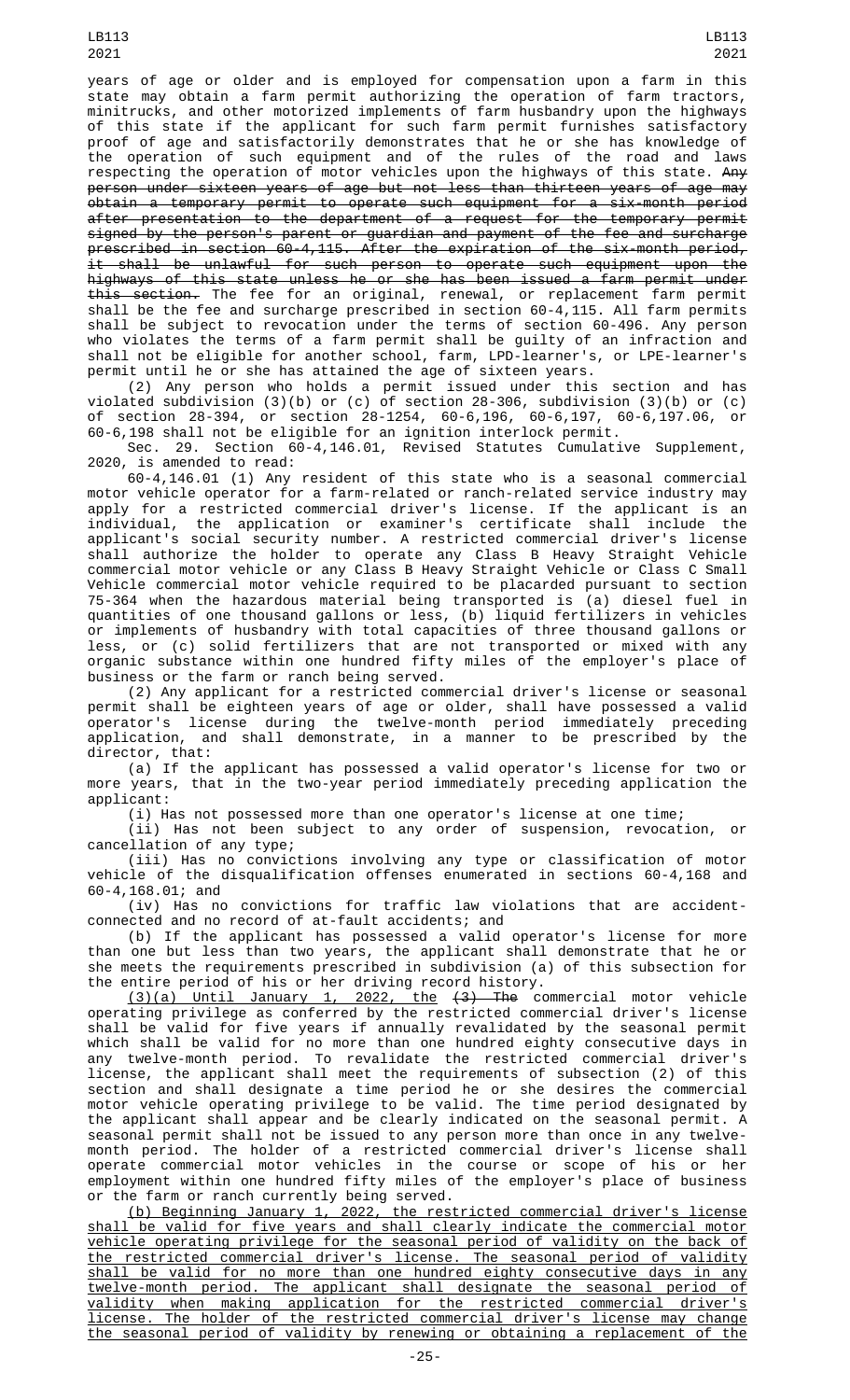years of age or older and is employed for compensation upon a farm in this state may obtain a farm permit authorizing the operation of farm tractors, minitrucks, and other motorized implements of farm husbandry upon the highways of this state if the applicant for such farm permit furnishes satisfactory proof of age and satisfactorily demonstrates that he or she has knowledge of the operation of such equipment and of the rules of the road and laws respecting the operation of motor vehicles upon the highways of this state. ~~Any person under sixteen years of age but not less than thirteen years of age may obtain a temporary permit to operate such equipment for a six-month period after presentation to the department of a request for the temporary permit signed by the person's parent or guardian and payment of the fee and surcharge prescribed in section 60-4,115. After the expiration of the six-month period, it shall be unlawful for such person to operate such equipment upon the highways of this state unless he or she has been issued a farm permit under this section.~~ The fee for an original, renewal, or replacement farm permit shall be the fee and surcharge prescribed in section 60-4,115. All farm permits shall be subject to revocation under the terms of section 60-496. Any person who violates the terms of a farm permit shall be guilty of an infraction and shall not be eligible for another school, farm, LPD-learner's, or LPE-learner's permit until he or she has attained the age of sixteen years.

(2) Any person who holds a permit issued under this section and has violated subdivision (3)(b) or (c) of section 28-306, subdivision (3)(b) or (c) of section 28-394, or section 28-1254, 60-6,196, 60-6,197, 60-6,197.06, or 60-6,198 shall not be eligible for an ignition interlock permit.

Sec. 29. Section 60-4,146.01, Revised Statutes Cumulative Supplement, 2020, is amended to read:

60-4,146.01 (1) Any resident of this state who is a seasonal commercial motor vehicle operator for a farm-related or ranch-related service industry may apply for a restricted commercial driver's license. If the applicant is an individual, the application or examiner's certificate shall include the applicant's social security number. A restricted commercial driver's license shall authorize the holder to operate any Class B Heavy Straight Vehicle commercial motor vehicle or any Class B Heavy Straight Vehicle or Class C Small Vehicle commercial motor vehicle required to be placarded pursuant to section 75-364 when the hazardous material being transported is (a) diesel fuel in quantities of one thousand gallons or less, (b) liquid fertilizers in vehicles or implements of husbandry with total capacities of three thousand gallons or less, or (c) solid fertilizers that are not transported or mixed with any organic substance within one hundred fifty miles of the employer's place of business or the farm or ranch being served.

(2) Any applicant for a restricted commercial driver's license or seasonal permit shall be eighteen years of age or older, shall have possessed a valid operator's license during the twelve-month period immediately preceding application, and shall demonstrate, in a manner to be prescribed by the director, that:

(a) If the applicant has possessed a valid operator's license for two or more years, that in the two-year period immediately preceding application the applicant:

(i) Has not possessed more than one operator's license at one time;

(ii) Has not been subject to any order of suspension, revocation, or cancellation of any type;

(iii) Has no convictions involving any type or classification of motor vehicle of the disqualification offenses enumerated in sections 60-4,168 and 60-4,168.01; and

(iv) Has no convictions for traffic law violations that are accident-connected and no record of at-fault accidents; and

(b) If the applicant has possessed a valid operator's license for more than one but less than two years, the applicant shall demonstrate that he or she meets the requirements prescribed in subdivision (a) of this subsection for the entire period of his or her driving record history.

<u>(3)(a) Until January 1, 2022, the</u> ~~(3) The~~ commercial motor vehicle operating privilege as conferred by the restricted commercial driver's license shall be valid for five years if annually revalidated by the seasonal permit which shall be valid for no more than one hundred eighty consecutive days in any twelve-month period. To revalidate the restricted commercial driver's license, the applicant shall meet the requirements of subsection (2) of this section and shall designate a time period he or she desires the commercial motor vehicle operating privilege to be valid. The time period designated by the applicant shall appear and be clearly indicated on the seasonal permit. A seasonal permit shall not be issued to any person more than once in any twelve-month period. The holder of a restricted commercial driver's license shall operate commercial motor vehicles in the course or scope of his or her employment within one hundred fifty miles of the employer's place of business or the farm or ranch currently being served.

<u>(b) Beginning January 1, 2022, the restricted commercial driver's license shall be valid for five years and shall clearly indicate the commercial motor vehicle operating privilege for the seasonal period of validity on the back of the restricted commercial driver's license. The seasonal period of validity shall be valid for no more than one hundred eighty consecutive days in any twelve-month period. The applicant shall designate the seasonal period of validity when making application for the restricted commercial driver's license. The holder of the restricted commercial driver's license may change the seasonal period of validity by renewing or obtaining a replacement of the</u>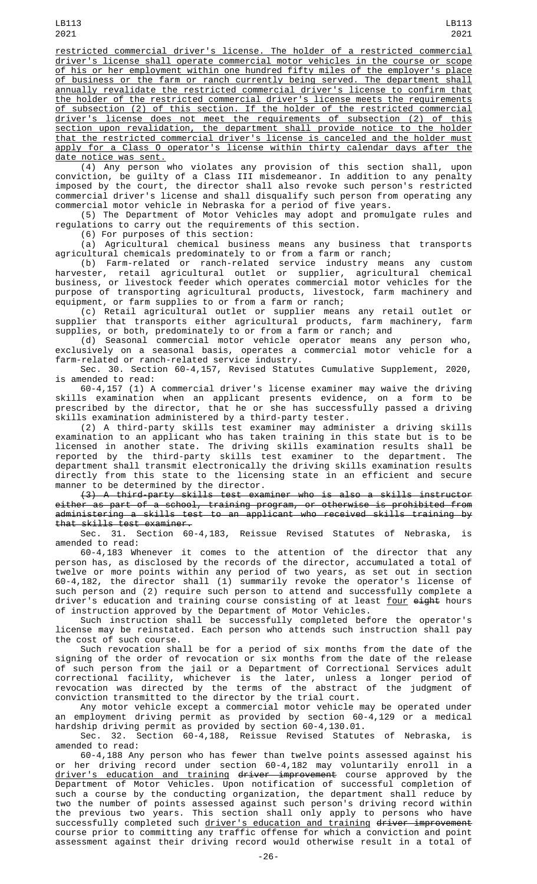restricted commercial driver's license. The holder of a restricted commercial driver's license shall operate commercial motor vehicles in the course or scope of his or her employment within one hundred fifty miles of the employer's place of business or the farm or ranch currently being served. The department shall annually revalidate the restricted commercial driver's license to confirm that the holder of the restricted commercial driver's license meets the requirements of subsection (2) of this section. If the holder of the restricted commercial driver's license does not meet the requirements of subsection (2) of this section upon revalidation, the department shall provide notice to the holder that the restricted commercial driver's license is canceled and the holder must apply for a Class O operator's license within thirty calendar days after the date notice was sent.

(4) Any person who violates any provision of this section shall, upon conviction, be guilty of a Class III misdemeanor. In addition to any penalty imposed by the court, the director shall also revoke such person's restricted commercial driver's license and shall disqualify such person from operating any commercial motor vehicle in Nebraska for a period of five years.

(5) The Department of Motor Vehicles may adopt and promulgate rules and regulations to carry out the requirements of this section.

(6) For purposes of this section:

(a) Agricultural chemical business means any business that transports agricultural chemicals predominately to or from a farm or ranch;

(b) Farm-related or ranch-related service industry means any custom harvester, retail agricultural outlet or supplier, agricultural chemical business, or livestock feeder which operates commercial motor vehicles for the purpose of transporting agricultural products, livestock, farm machinery and equipment, or farm supplies to or from a farm or ranch;

(c) Retail agricultural outlet or supplier means any retail outlet or supplier that transports either agricultural products, farm machinery, farm supplies, or both, predominately to or from a farm or ranch; and

(d) Seasonal commercial motor vehicle operator means any person who, exclusively on a seasonal basis, operates a commercial motor vehicle for a farm-related or ranch-related service industry.

Sec. 30. Section 60-4,157, Revised Statutes Cumulative Supplement, 2020, is amended to read:

60-4,157 (1) A commercial driver's license examiner may waive the driving skills examination when an applicant presents evidence, on a form to be prescribed by the director, that he or she has successfully passed a driving skills examination administered by a third-party tester.

(2) A third-party skills test examiner may administer a driving skills examination to an applicant who has taken training in this state but is to be licensed in another state. The driving skills examination results shall be reported by the third-party skills test examiner to the department. The department shall transmit electronically the driving skills examination results directly from this state to the licensing state in an efficient and secure manner to be determined by the director.

~~(3) A third-party skills test examiner who is also a skills instructor either as part of a school, training program, or otherwise is prohibited from administering a skills test to an applicant who received skills training by that skills test examiner.~~

Sec. 31. Section 60-4,183, Reissue Revised Statutes of Nebraska, is amended to read:

60-4,183 Whenever it comes to the attention of the director that any person has, as disclosed by the records of the director, accumulated a total of twelve or more points within any period of two years, as set out in section 60-4,182, the director shall (1) summarily revoke the operator's license of such person and (2) require such person to attend and successfully complete a driver's education and training course consisting of at least four ~~eight~~ hours of instruction approved by the Department of Motor Vehicles.

Such instruction shall be successfully completed before the operator's license may be reinstated. Each person who attends such instruction shall pay the cost of such course.

Such revocation shall be for a period of six months from the date of the signing of the order of revocation or six months from the date of the release of such person from the jail or a Department of Correctional Services adult correctional facility, whichever is the later, unless a longer period of revocation was directed by the terms of the abstract of the judgment of conviction transmitted to the director by the trial court.

Any motor vehicle except a commercial motor vehicle may be operated under an employment driving permit as provided by section 60-4,129 or a medical hardship driving permit as provided by section 60-4,130.01.

Sec. 32. Section 60-4,188, Reissue Revised Statutes of Nebraska, is amended to read:

60-4,188 Any person who has fewer than twelve points assessed against his or her driving record under section 60-4,182 may voluntarily enroll in a driver's education and training ~~driver improvement~~ course approved by the Department of Motor Vehicles. Upon notification of successful completion of such a course by the conducting organization, the department shall reduce by two the number of points assessed against such person's driving record within the previous two years. This section shall only apply to persons who have successfully completed such driver's education and training ~~driver improvement~~ course prior to committing any traffic offense for which a conviction and point assessment against their driving record would otherwise result in a total of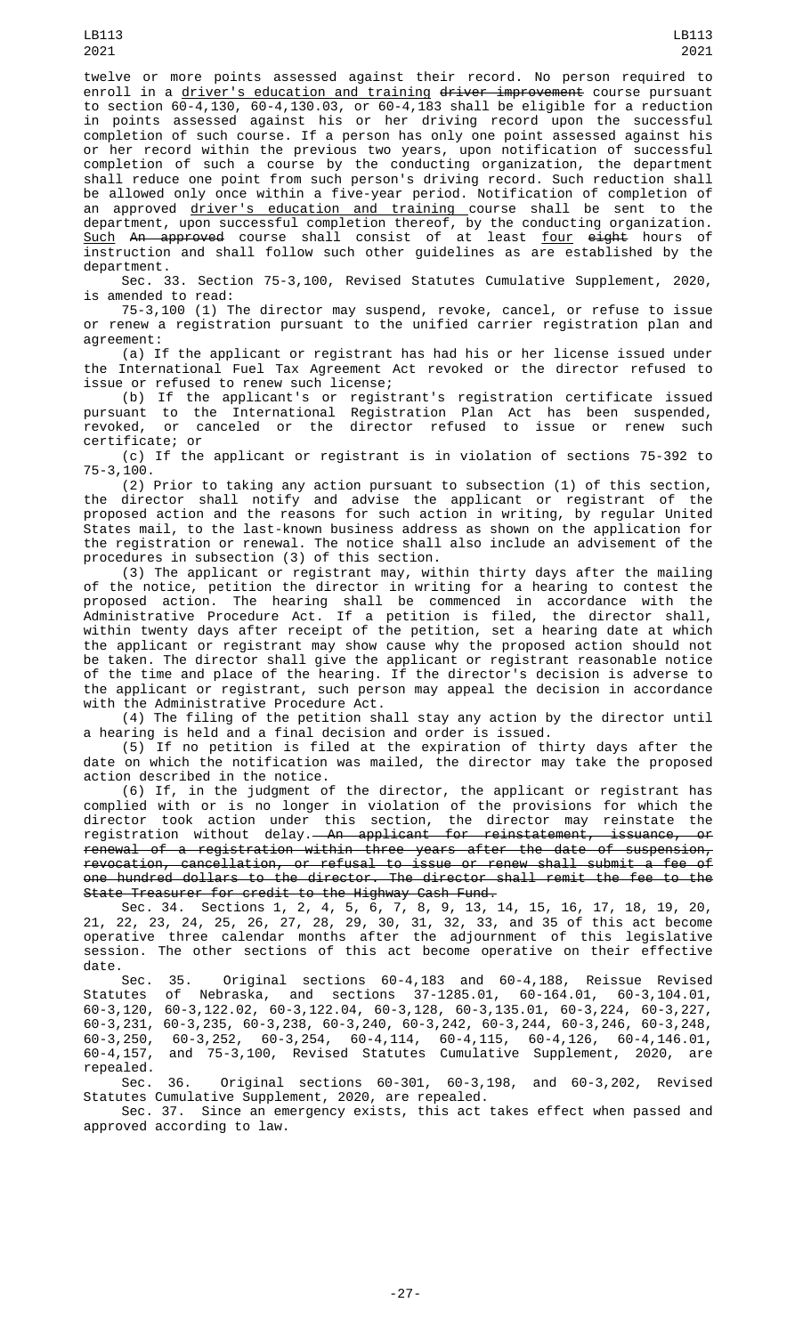twelve or more points assessed against their record. No person required to enroll in a driver's education and training ~~driver improvement~~ course pursuant to section 60-4,130, 60-4,130.03, or 60-4,183 shall be eligible for a reduction in points assessed against his or her driving record upon the successful completion of such course. If a person has only one point assessed against his or her record within the previous two years, upon notification of successful completion of such a course by the conducting organization, the department shall reduce one point from such person's driving record. Such reduction shall be allowed only once within a five-year period. Notification of completion of an approved driver's education and training course shall be sent to the department, upon successful completion thereof, by the conducting organization. Such ~~An approved~~ course shall consist of at least four ~~eight~~ hours of instruction and shall follow such other guidelines as are established by the department.

Sec. 33. Section 75-3,100, Revised Statutes Cumulative Supplement, 2020, is amended to read:

75-3,100 (1) The director may suspend, revoke, cancel, or refuse to issue or renew a registration pursuant to the unified carrier registration plan and agreement:

(a) If the applicant or registrant has had his or her license issued under the International Fuel Tax Agreement Act revoked or the director refused to issue or refused to renew such license;

(b) If the applicant's or registrant's registration certificate issued pursuant to the International Registration Plan Act has been suspended, revoked, or canceled or the director refused to issue or renew such certificate; or

(c) If the applicant or registrant is in violation of sections 75-392 to 75-3,100.

(2) Prior to taking any action pursuant to subsection (1) of this section, the director shall notify and advise the applicant or registrant of the proposed action and the reasons for such action in writing, by regular United States mail, to the last-known business address as shown on the application for the registration or renewal. The notice shall also include an advisement of the procedures in subsection (3) of this section.

(3) The applicant or registrant may, within thirty days after the mailing of the notice, petition the director in writing for a hearing to contest the proposed action. The hearing shall be commenced in accordance with the Administrative Procedure Act. If a petition is filed, the director shall, within twenty days after receipt of the petition, set a hearing date at which the applicant or registrant may show cause why the proposed action should not be taken. The director shall give the applicant or registrant reasonable notice of the time and place of the hearing. If the director's decision is adverse to the applicant or registrant, such person may appeal the decision in accordance with the Administrative Procedure Act.

(4) The filing of the petition shall stay any action by the director until a hearing is held and a final decision and order is issued.

(5) If no petition is filed at the expiration of thirty days after the date on which the notification was mailed, the director may take the proposed action described in the notice.

(6) If, in the judgment of the director, the applicant or registrant has complied with or is no longer in violation of the provisions for which the director took action under this section, the director may reinstate the registration without delay. ~~An applicant for reinstatement, issuance, or renewal of a registration within three years after the date of suspension, revocation, cancellation, or refusal to issue or renew shall submit a fee of one hundred dollars to the director. The director shall remit the fee to the State Treasurer for credit to the Highway Cash Fund.~~

Sec. 34. Sections 1, 2, 4, 5, 6, 7, 8, 9, 13, 14, 15, 16, 17, 18, 19, 20, 21, 22, 23, 24, 25, 26, 27, 28, 29, 30, 31, 32, 33, and 35 of this act become operative three calendar months after the adjournment of this legislative session. The other sections of this act become operative on their effective date.

Sec. 35. Original sections 60-4,183 and 60-4,188, Reissue Revised Statutes of Nebraska, and sections 37-1285.01, 60-164.01, 60-3,104.01, 60-3,120, 60-3,122.02, 60-3,122.04, 60-3,128, 60-3,135.01, 60-3,224, 60-3,227, 60-3,231, 60-3,235, 60-3,238, 60-3,240, 60-3,242, 60-3,244, 60-3,246, 60-3,248, 60-3,250, 60-3,252, 60-3,254, 60-4,114, 60-4,115, 60-4,126, 60-4,146.01, 60-4,157, and 75-3,100, Revised Statutes Cumulative Supplement, 2020, are repealed.

Sec. 36. Original sections 60-301, 60-3,198, and 60-3,202, Revised Statutes Cumulative Supplement, 2020, are repealed.

Sec. 37. Since an emergency exists, this act takes effect when passed and approved according to law.